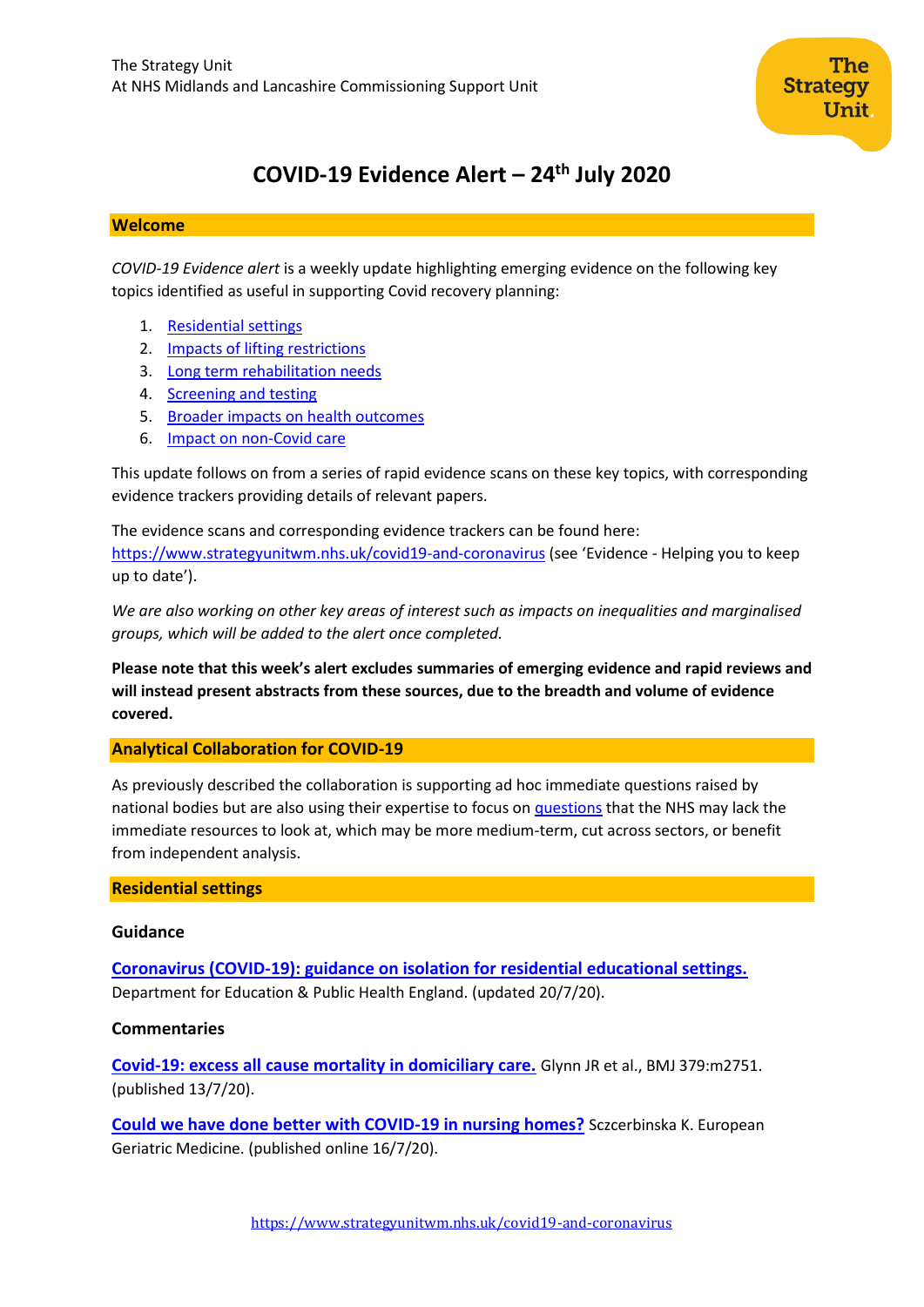The Strategy Unit
At NHS Midlands and Lancashire Commissioning Support Unit

# COVID-19 Evidence Alert – 24th July 2020

## Welcome

*COVID-19 Evidence alert* is a weekly update highlighting emerging evidence on the following key topics identified as useful in supporting Covid recovery planning:

1. Residential settings
2. Impacts of lifting restrictions
3. Long term rehabilitation needs
4. Screening and testing
5. Broader impacts on health outcomes
6. Impact on non-Covid care

This update follows on from a series of rapid evidence scans on these key topics, with corresponding evidence trackers providing details of relevant papers.

The evidence scans and corresponding evidence trackers can be found here: https://www.strategyunitwm.nhs.uk/covid19-and-coronavirus (see 'Evidence - Helping you to keep up to date').

*We are also working on other key areas of interest such as impacts on inequalities and marginalised groups, which will be added to the alert once completed.*

**Please note that this week's alert excludes summaries of emerging evidence and rapid reviews and will instead present abstracts from these sources, due to the breadth and volume of evidence covered.**

## Analytical Collaboration for COVID-19

As previously described the collaboration is supporting ad hoc immediate questions raised by national bodies but are also using their expertise to focus on questions that the NHS may lack the immediate resources to look at, which may be more medium-term, cut across sectors, or benefit from independent analysis.

## Residential settings

### Guidance

**Coronavirus (COVID-19): guidance on isolation for residential educational settings.** Department for Education & Public Health England. (updated 20/7/20).

### Commentaries

**Covid-19: excess all cause mortality in domiciliary care.** Glynn JR et al., BMJ 379:m2751. (published 13/7/20).

**Could we have done better with COVID-19 in nursing homes?** Sczcerbinska K. European Geriatric Medicine. (published online 16/7/20).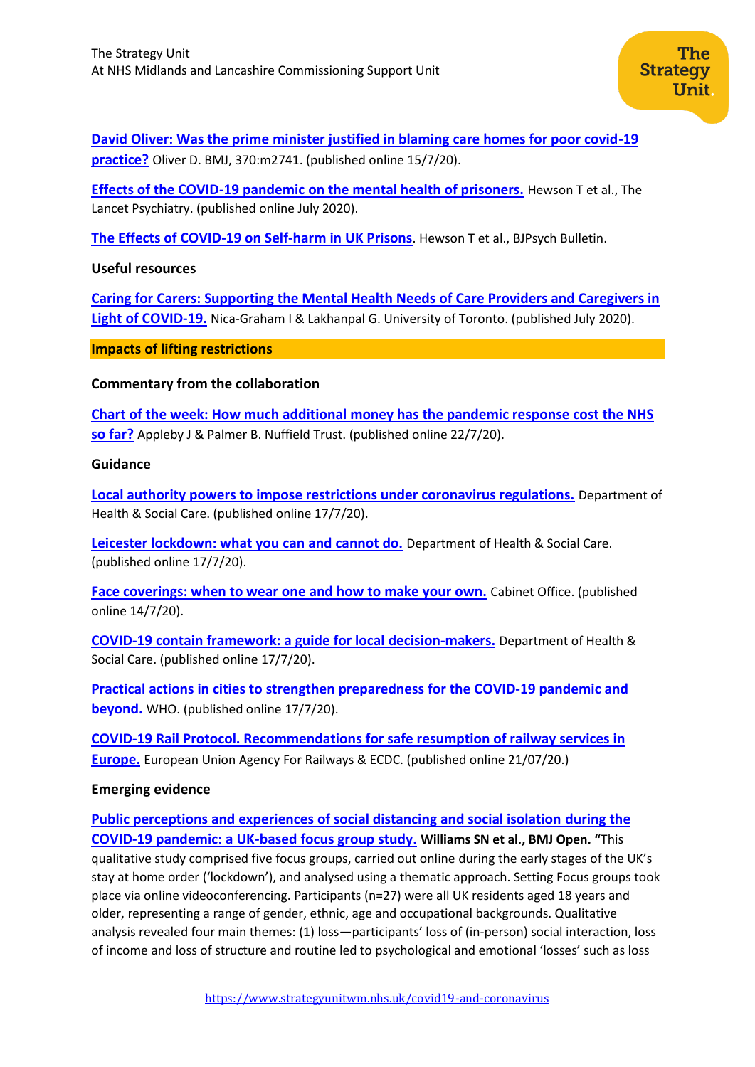**David Oliver: Was the prime minister justified in blaming care homes for poor covid-19 practice?** Oliver D. BMJ, 370:m2741. (published online 15/7/20).

**Effects of the COVID-19 pandemic on the mental health of prisoners.** Hewson T et al., The Lancet Psychiatry. (published online July 2020).

**The Effects of COVID-19 on Self-harm in UK Prisons**. Hewson T et al., BJPsych Bulletin.

**Useful resources**

**Caring for Carers: Supporting the Mental Health Needs of Care Providers and Caregivers in Light of COVID-19.** Nica-Graham I & Lakhanpal G. University of Toronto. (published July 2020).

## Impacts of lifting restrictions

**Commentary from the collaboration**

**Chart of the week: How much additional money has the pandemic response cost the NHS so far?** Appleby J & Palmer B. Nuffield Trust. (published online 22/7/20).

**Guidance**

**Local authority powers to impose restrictions under coronavirus regulations.** Department of Health & Social Care. (published online 17/7/20).

**Leicester lockdown: what you can and cannot do.** Department of Health & Social Care. (published online 17/7/20).

**Face coverings: when to wear one and how to make your own.** Cabinet Office. (published online 14/7/20).

**COVID-19 contain framework: a guide for local decision-makers.** Department of Health & Social Care. (published online 17/7/20).

**Practical actions in cities to strengthen preparedness for the COVID-19 pandemic and beyond.** WHO. (published online 17/7/20).

**COVID-19 Rail Protocol. Recommendations for safe resumption of railway services in Europe.** European Union Agency For Railways & ECDC. (published online 21/07/20.)

**Emerging evidence**

**Public perceptions and experiences of social distancing and social isolation during the COVID-19 pandemic: a UK-based focus group study.** **Williams SN et al., BMJ Open.** "This qualitative study comprised five focus groups, carried out online during the early stages of the UK's stay at home order ('lockdown'), and analysed using a thematic approach. Setting Focus groups took place via online videoconferencing. Participants (n=27) were all UK residents aged 18 years and older, representing a range of gender, ethnic, age and occupational backgrounds. Qualitative analysis revealed four main themes: (1) loss—participants' loss of (in-person) social interaction, loss of income and loss of structure and routine led to psychological and emotional 'losses' such as loss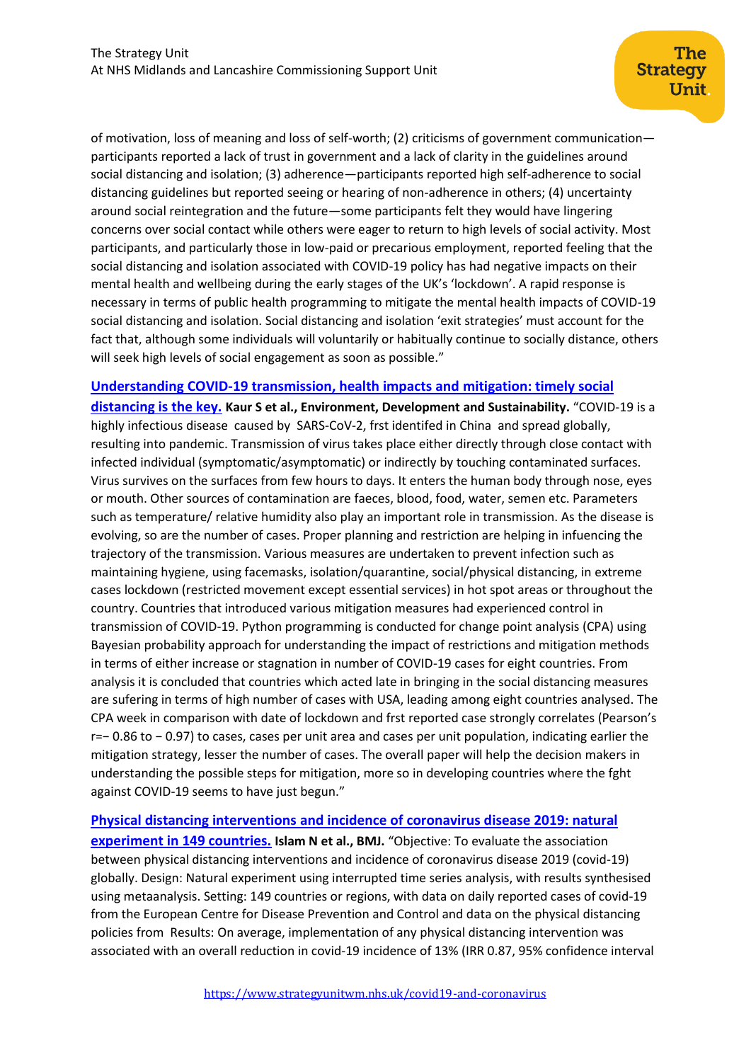of motivation, loss of meaning and loss of self-worth; (2) criticisms of government communication—participants reported a lack of trust in government and a lack of clarity in the guidelines around social distancing and isolation; (3) adherence—participants reported high self-adherence to social distancing guidelines but reported seeing or hearing of non-adherence in others; (4) uncertainty around social reintegration and the future—some participants felt they would have lingering concerns over social contact while others were eager to return to high levels of social activity. Most participants, and particularly those in low-paid or precarious employment, reported feeling that the social distancing and isolation associated with COVID-19 policy has had negative impacts on their mental health and wellbeing during the early stages of the UK's 'lockdown'. A rapid response is necessary in terms of public health programming to mitigate the mental health impacts of COVID-19 social distancing and isolation. Social distancing and isolation 'exit strategies' must account for the fact that, although some individuals will voluntarily or habitually continue to socially distance, others will seek high levels of social engagement as soon as possible."

**Understanding COVID-19 transmission, health impacts and mitigation: timely social distancing is the key.** **Kaur S et al., Environment, Development and Sustainability.** "COVID-19 is a highly infectious disease caused by SARS-CoV-2, frst identifed in China and spread globally, resulting into pandemic. Transmission of virus takes place either directly through close contact with infected individual (symptomatic/asymptomatic) or indirectly by touching contaminated surfaces. Virus survives on the surfaces from few hours to days. It enters the human body through nose, eyes or mouth. Other sources of contamination are faeces, blood, food, water, semen etc. Parameters such as temperature/ relative humidity also play an important role in transmission. As the disease is evolving, so are the number of cases. Proper planning and restriction are helping in infuencing the trajectory of the transmission. Various measures are undertaken to prevent infection such as maintaining hygiene, using facemasks, isolation/quarantine, social/physical distancing, in extreme cases lockdown (restricted movement except essential services) in hot spot areas or throughout the country. Countries that introduced various mitigation measures had experienced control in transmission of COVID-19. Python programming is conducted for change point analysis (CPA) using Bayesian probability approach for understanding the impact of restrictions and mitigation methods in terms of either increase or stagnation in number of COVID-19 cases for eight countries. From analysis it is concluded that countries which acted late in bringing in the social distancing measures are sufering in terms of high number of cases with USA, leading among eight countries analysed. The CPA week in comparison with date of lockdown and frst reported case strongly correlates (Pearson's $r = -0.86$ to $-0.97$) to cases, cases per unit area and cases per unit population, indicating earlier the mitigation strategy, lesser the number of cases. The overall paper will help the decision makers in understanding the possible steps for mitigation, more so in developing countries where the fght against COVID-19 seems to have just begun."

**Physical distancing interventions and incidence of coronavirus disease 2019: natural experiment in 149 countries.** **Islam N et al., BMJ.** "Objective: To evaluate the association between physical distancing interventions and incidence of coronavirus disease 2019 (covid-19) globally. Design: Natural experiment using interrupted time series analysis, with results synthesised using metaanalysis. Setting: 149 countries or regions, with data on daily reported cases of covid-19 from the European Centre for Disease Prevention and Control and data on the physical distancing policies from Results: On average, implementation of any physical distancing intervention was associated with an overall reduction in covid-19 incidence of 13% (IRR 0.87, 95% confidence interval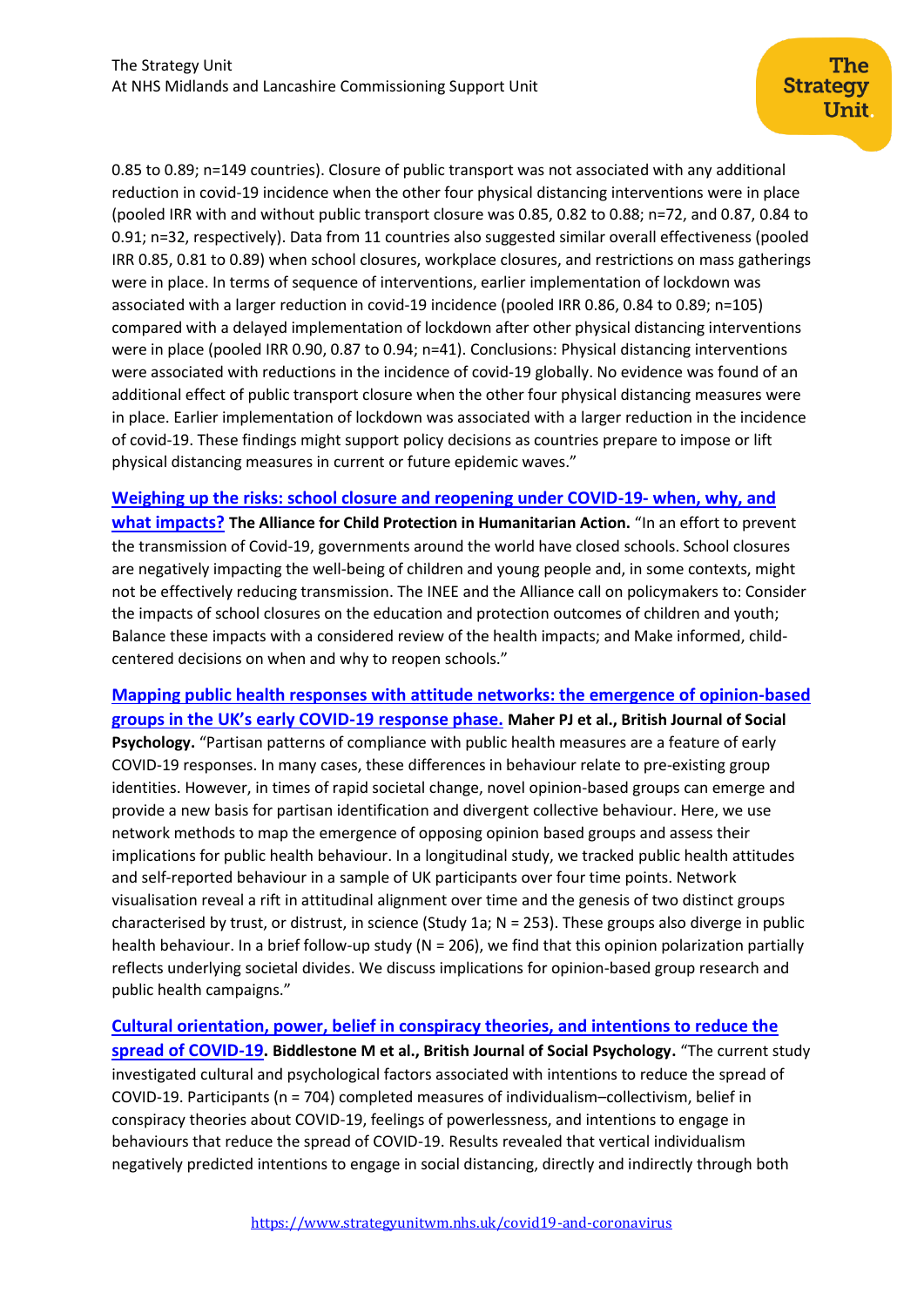0.85 to 0.89; n=149 countries). Closure of public transport was not associated with any additional reduction in covid-19 incidence when the other four physical distancing interventions were in place (pooled IRR with and without public transport closure was 0.85, 0.82 to 0.88; n=72, and 0.87, 0.84 to 0.91; n=32, respectively). Data from 11 countries also suggested similar overall effectiveness (pooled IRR 0.85, 0.81 to 0.89) when school closures, workplace closures, and restrictions on mass gatherings were in place. In terms of sequence of interventions, earlier implementation of lockdown was associated with a larger reduction in covid-19 incidence (pooled IRR 0.86, 0.84 to 0.89; n=105) compared with a delayed implementation of lockdown after other physical distancing interventions were in place (pooled IRR 0.90, 0.87 to 0.94; n=41). Conclusions: Physical distancing interventions were associated with reductions in the incidence of covid-19 globally. No evidence was found of an additional effect of public transport closure when the other four physical distancing measures were in place. Earlier implementation of lockdown was associated with a larger reduction in the incidence of covid-19. These findings might support policy decisions as countries prepare to impose or lift physical distancing measures in current or future epidemic waves."

**Weighing up the risks: school closure and reopening under COVID-19- when, why, and what impacts?** **The Alliance for Child Protection in Humanitarian Action.** "In an effort to prevent the transmission of Covid-19, governments around the world have closed schools. School closures are negatively impacting the well-being of children and young people and, in some contexts, might not be effectively reducing transmission. The INEE and the Alliance call on policymakers to: Consider the impacts of school closures on the education and protection outcomes of children and youth; Balance these impacts with a considered review of the health impacts; and Make informed, child-centered decisions on when and why to reopen schools."

**Mapping public health responses with attitude networks: the emergence of opinion-based groups in the UK's early COVID-19 response phase.** **Maher PJ et al., British Journal of Social Psychology.** "Partisan patterns of compliance with public health measures are a feature of early COVID-19 responses. In many cases, these differences in behaviour relate to pre-existing group identities. However, in times of rapid societal change, novel opinion-based groups can emerge and provide a new basis for partisan identification and divergent collective behaviour. Here, we use network methods to map the emergence of opposing opinion based groups and assess their implications for public health behaviour. In a longitudinal study, we tracked public health attitudes and self-reported behaviour in a sample of UK participants over four time points. Network visualisation reveal a rift in attitudinal alignment over time and the genesis of two distinct groups characterised by trust, or distrust, in science (Study 1a; N = 253). These groups also diverge in public health behaviour. In a brief follow-up study (N = 206), we find that this opinion polarization partially reflects underlying societal divides. We discuss implications for opinion-based group research and public health campaigns."

**Cultural orientation, power, belief in conspiracy theories, and intentions to reduce the spread of COVID-19.** **Biddlestone M et al., British Journal of Social Psychology.** "The current study investigated cultural and psychological factors associated with intentions to reduce the spread of COVID-19. Participants (n = 704) completed measures of individualism–collectivism, belief in conspiracy theories about COVID-19, feelings of powerlessness, and intentions to engage in behaviours that reduce the spread of COVID-19. Results revealed that vertical individualism negatively predicted intentions to engage in social distancing, directly and indirectly through both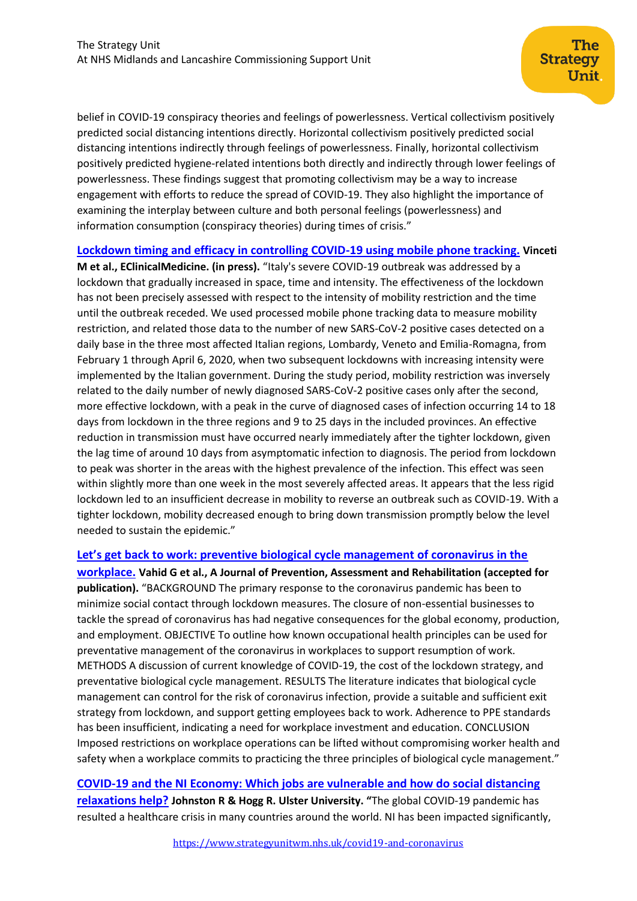belief in COVID-19 conspiracy theories and feelings of powerlessness. Vertical collectivism positively predicted social distancing intentions directly. Horizontal collectivism positively predicted social distancing intentions indirectly through feelings of powerlessness. Finally, horizontal collectivism positively predicted hygiene-related intentions both directly and indirectly through lower feelings of powerlessness. These findings suggest that promoting collectivism may be a way to increase engagement with efforts to reduce the spread of COVID-19. They also highlight the importance of examining the interplay between culture and both personal feelings (powerlessness) and information consumption (conspiracy theories) during times of crisis."

**Lockdown timing and efficacy in controlling COVID-19 using mobile phone tracking. Vinceti M et al., EClinicalMedicine. (in press).** "Italy's severe COVID-19 outbreak was addressed by a lockdown that gradually increased in space, time and intensity. The effectiveness of the lockdown has not been precisely assessed with respect to the intensity of mobility restriction and the time until the outbreak receded. We used processed mobile phone tracking data to measure mobility restriction, and related those data to the number of new SARS-CoV-2 positive cases detected on a daily base in the three most affected Italian regions, Lombardy, Veneto and Emilia-Romagna, from February 1 through April 6, 2020, when two subsequent lockdowns with increasing intensity were implemented by the Italian government. During the study period, mobility restriction was inversely related to the daily number of newly diagnosed SARS-CoV-2 positive cases only after the second, more effective lockdown, with a peak in the curve of diagnosed cases of infection occurring 14 to 18 days from lockdown in the three regions and 9 to 25 days in the included provinces. An effective reduction in transmission must have occurred nearly immediately after the tighter lockdown, given the lag time of around 10 days from asymptomatic infection to diagnosis. The period from lockdown to peak was shorter in the areas with the highest prevalence of the infection. This effect was seen within slightly more than one week in the most severely affected areas. It appears that the less rigid lockdown led to an insufficient decrease in mobility to reverse an outbreak such as COVID-19. With a tighter lockdown, mobility decreased enough to bring down transmission promptly below the level needed to sustain the epidemic."

**Let's get back to work: preventive biological cycle management of coronavirus in the workplace. Vahid G et al., A Journal of Prevention, Assessment and Rehabilitation (accepted for publication).** "BACKGROUND The primary response to the coronavirus pandemic has been to minimize social contact through lockdown measures. The closure of non-essential businesses to tackle the spread of coronavirus has had negative consequences for the global economy, production, and employment. OBJECTIVE To outline how known occupational health principles can be used for preventative management of the coronavirus in workplaces to support resumption of work. METHODS A discussion of current knowledge of COVID-19, the cost of the lockdown strategy, and preventative biological cycle management. RESULTS The literature indicates that biological cycle management can control for the risk of coronavirus infection, provide a suitable and sufficient exit strategy from lockdown, and support getting employees back to work. Adherence to PPE standards has been insufficient, indicating a need for workplace investment and education. CONCLUSION Imposed restrictions on workplace operations can be lifted without compromising worker health and safety when a workplace commits to practicing the three principles of biological cycle management."

**COVID-19 and the NI Economy: Which jobs are vulnerable and how do social distancing relaxations help? Johnston R & Hogg R. Ulster University.** "The global COVID-19 pandemic has resulted a healthcare crisis in many countries around the world. NI has been impacted significantly,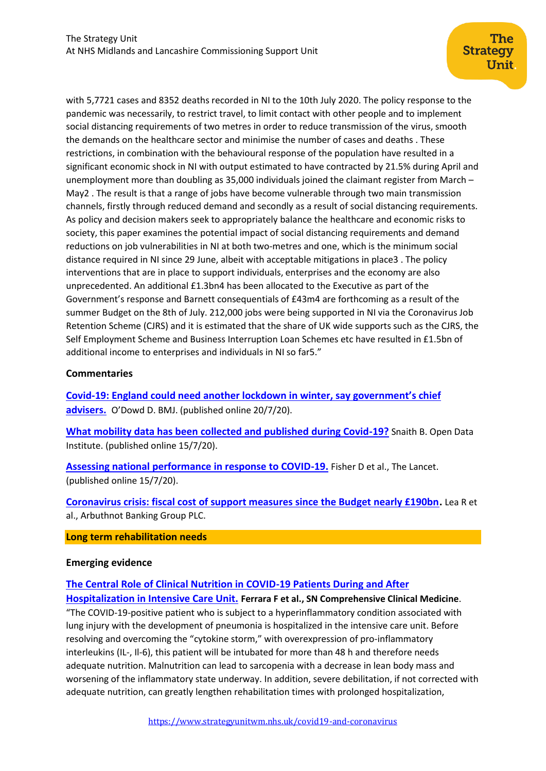with 5,7721 cases and 8352 deaths recorded in NI to the 10th July 2020. The policy response to the pandemic was necessarily, to restrict travel, to limit contact with other people and to implement social distancing requirements of two metres in order to reduce transmission of the virus, smooth the demands on the healthcare sector and minimise the number of cases and deaths . These restrictions, in combination with the behavioural response of the population have resulted in a significant economic shock in NI with output estimated to have contracted by 21.5% during April and unemployment more than doubling as 35,000 individuals joined the claimant register from March – May2 . The result is that a range of jobs have become vulnerable through two main transmission channels, firstly through reduced demand and secondly as a result of social distancing requirements. As policy and decision makers seek to appropriately balance the healthcare and economic risks to society, this paper examines the potential impact of social distancing requirements and demand reductions on job vulnerabilities in NI at both two-metres and one, which is the minimum social distance required in NI since 29 June, albeit with acceptable mitigations in place3 . The policy interventions that are in place to support individuals, enterprises and the economy are also unprecedented. An additional £1.3bn4 has been allocated to the Executive as part of the Government's response and Barnett consequentials of £43m4 are forthcoming as a result of the summer Budget on the 8th of July. 212,000 jobs were being supported in NI via the Coronavirus Job Retention Scheme (CJRS) and it is estimated that the share of UK wide supports such as the CJRS, the Self Employment Scheme and Business Interruption Loan Schemes etc have resulted in £1.5bn of additional income to enterprises and individuals in NI so far5."

### Commentaries

**Covid-19: England could need another lockdown in winter, say government's chief advisers.** O'Dowd D. BMJ. (published online 20/7/20).

**What mobility data has been collected and published during Covid-19?** Snaith B. Open Data Institute. (published online 15/7/20).

**Assessing national performance in response to COVID-19.** Fisher D et al., The Lancet. (published online 15/7/20).

**Coronavirus crisis: fiscal cost of support measures since the Budget nearly £190bn.** Lea R et al., Arbuthnot Banking Group PLC.

## Long term rehabilitation needs

### Emerging evidence

**The Central Role of Clinical Nutrition in COVID-19 Patients During and After Hospitalization in Intensive Care Unit.** **Ferrara F et al., SN Comprehensive Clinical Medicine**. "The COVID-19-positive patient who is subject to a hyperinflammatory condition associated with lung injury with the development of pneumonia is hospitalized in the intensive care unit. Before resolving and overcoming the "cytokine storm," with overexpression of pro-inflammatory interleukins (IL-, Il-6), this patient will be intubated for more than 48 h and therefore needs adequate nutrition. Malnutrition can lead to sarcopenia with a decrease in lean body mass and worsening of the inflammatory state underway. In addition, severe debilitation, if not corrected with adequate nutrition, can greatly lengthen rehabilitation times with prolonged hospitalization,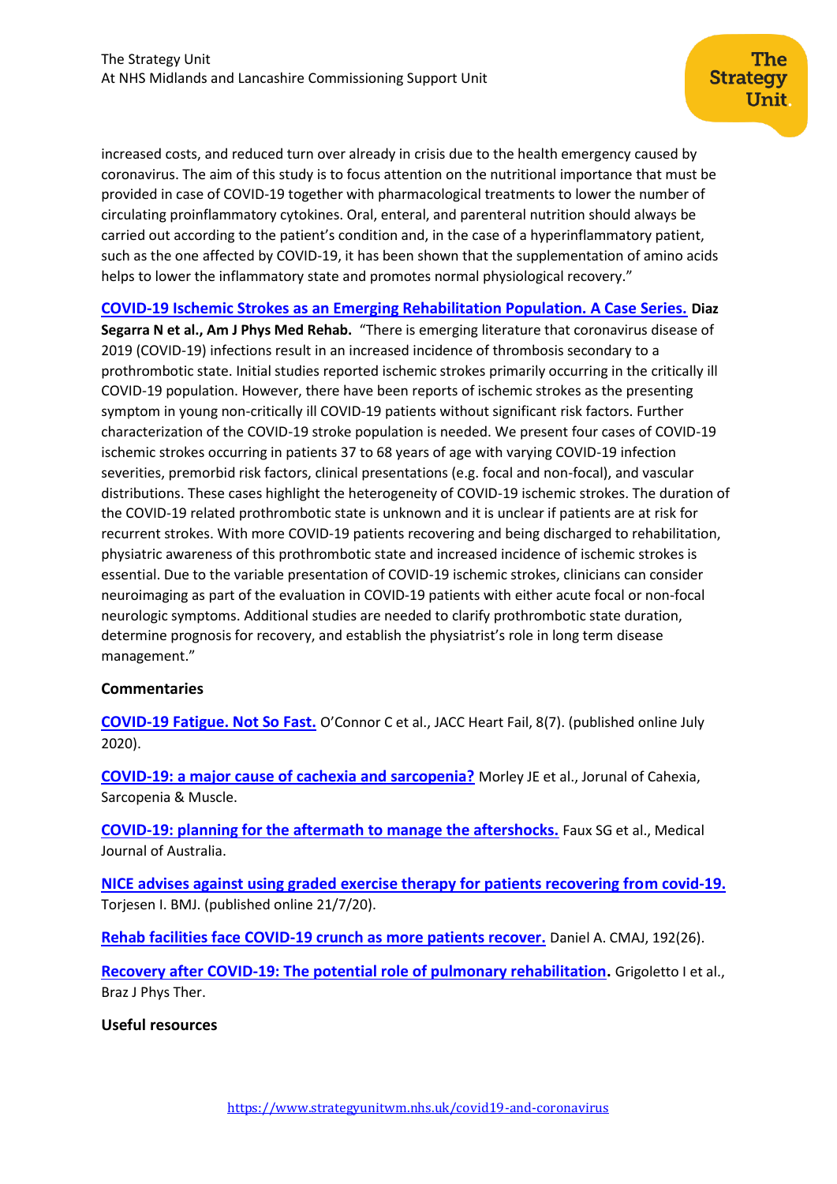increased costs, and reduced turn over already in crisis due to the health emergency caused by coronavirus. The aim of this study is to focus attention on the nutritional importance that must be provided in case of COVID-19 together with pharmacological treatments to lower the number of circulating proinflammatory cytokines. Oral, enteral, and parenteral nutrition should always be carried out according to the patient's condition and, in the case of a hyperinflammatory patient, such as the one affected by COVID-19, it has been shown that the supplementation of amino acids helps to lower the inflammatory state and promotes normal physiological recovery."

**COVID-19 Ischemic Strokes as an Emerging Rehabilitation Population. A Case Series.** **Diaz Segarra N et al., Am J Phys Med Rehab.** "There is emerging literature that coronavirus disease of 2019 (COVID-19) infections result in an increased incidence of thrombosis secondary to a prothrombotic state. Initial studies reported ischemic strokes primarily occurring in the critically ill COVID-19 population. However, there have been reports of ischemic strokes as the presenting symptom in young non-critically ill COVID-19 patients without significant risk factors. Further characterization of the COVID-19 stroke population is needed. We present four cases of COVID-19 ischemic strokes occurring in patients 37 to 68 years of age with varying COVID-19 infection severities, premorbid risk factors, clinical presentations (e.g. focal and non-focal), and vascular distributions. These cases highlight the heterogeneity of COVID-19 ischemic strokes. The duration of the COVID-19 related prothrombotic state is unknown and it is unclear if patients are at risk for recurrent strokes. With more COVID-19 patients recovering and being discharged to rehabilitation, physiatric awareness of this prothrombotic state and increased incidence of ischemic strokes is essential. Due to the variable presentation of COVID-19 ischemic strokes, clinicians can consider neuroimaging as part of the evaluation in COVID-19 patients with either acute focal or non-focal neurologic symptoms. Additional studies are needed to clarify prothrombotic state duration, determine prognosis for recovery, and establish the physiatrist's role in long term disease management."

### Commentaries

**COVID-19 Fatigue. Not So Fast.** O'Connor C et al., JACC Heart Fail, 8(7). (published online July 2020).

**COVID-19: a major cause of cachexia and sarcopenia?** Morley JE et al., Jorunal of Cahexia, Sarcopenia & Muscle.

**COVID-19: planning for the aftermath to manage the aftershocks.** Faux SG et al., Medical Journal of Australia.

**NICE advises against using graded exercise therapy for patients recovering from covid-19.** Torjesen I. BMJ. (published online 21/7/20).

**Rehab facilities face COVID-19 crunch as more patients recover.** Daniel A. CMAJ, 192(26).

**Recovery after COVID-19: The potential role of pulmonary rehabilitation.** Grigoletto I et al., Braz J Phys Ther.

### Useful resources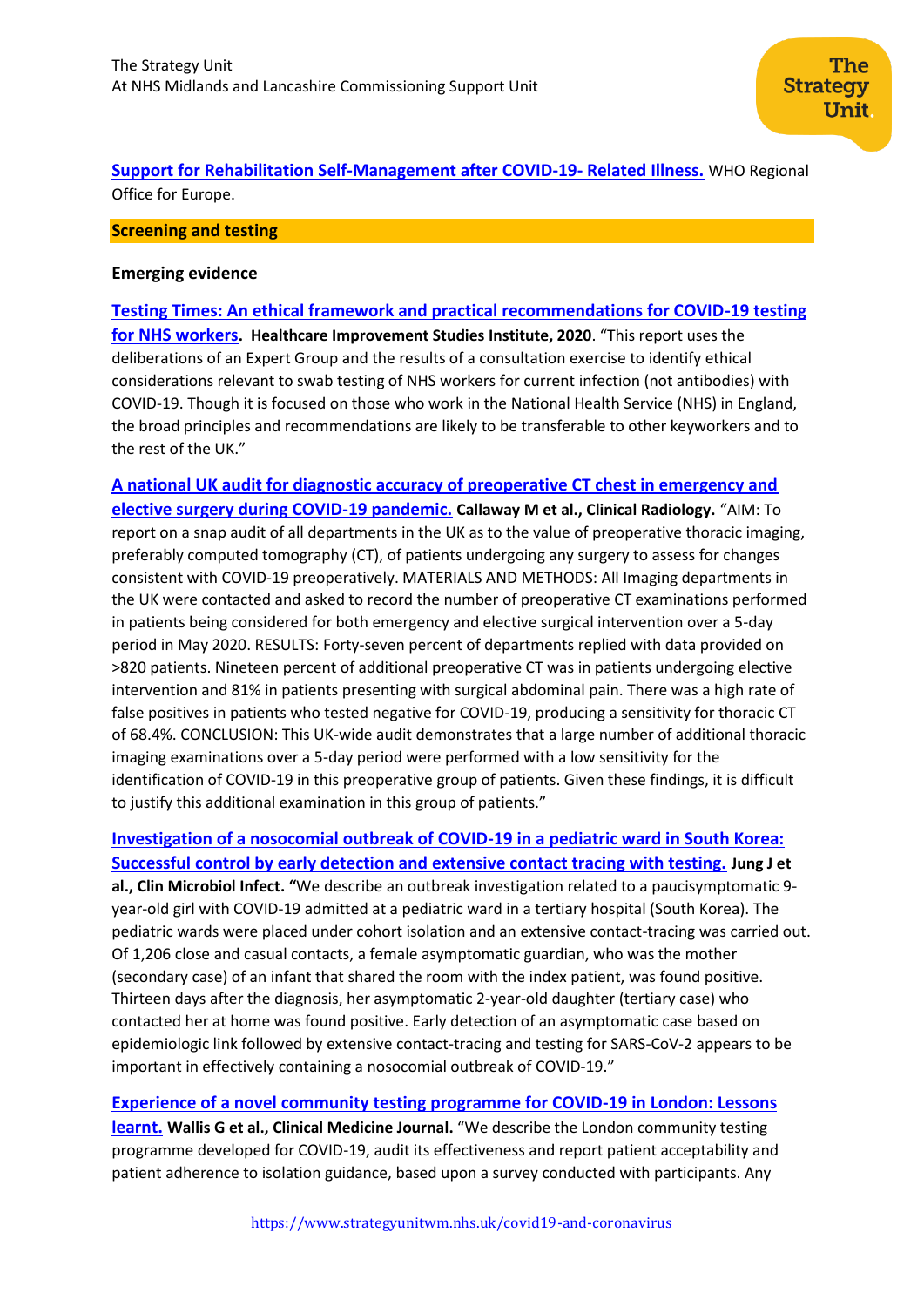**Support for Rehabilitation Self-Management after COVID-19- Related Illness.** WHO Regional Office for Europe.

## Screening and testing

### Emerging evidence

**Testing Times: An ethical framework and practical recommendations for COVID-19 testing for NHS workers. Healthcare Improvement Studies Institute, 2020**. "This report uses the deliberations of an Expert Group and the results of a consultation exercise to identify ethical considerations relevant to swab testing of NHS workers for current infection (not antibodies) with COVID-19. Though it is focused on those who work in the National Health Service (NHS) in England, the broad principles and recommendations are likely to be transferable to other keyworkers and to the rest of the UK."

**A national UK audit for diagnostic accuracy of preoperative CT chest in emergency and elective surgery during COVID-19 pandemic. Callaway M et al., Clinical Radiology.** "AIM: To report on a snap audit of all departments in the UK as to the value of preoperative thoracic imaging, preferably computed tomography (CT), of patients undergoing any surgery to assess for changes consistent with COVID-19 preoperatively. MATERIALS AND METHODS: All Imaging departments in the UK were contacted and asked to record the number of preoperative CT examinations performed in patients being considered for both emergency and elective surgical intervention over a 5-day period in May 2020. RESULTS: Forty-seven percent of departments replied with data provided on >820 patients. Nineteen percent of additional preoperative CT was in patients undergoing elective intervention and 81% in patients presenting with surgical abdominal pain. There was a high rate of false positives in patients who tested negative for COVID-19, producing a sensitivity for thoracic CT of 68.4%. CONCLUSION: This UK-wide audit demonstrates that a large number of additional thoracic imaging examinations over a 5-day period were performed with a low sensitivity for the identification of COVID-19 in this preoperative group of patients. Given these findings, it is difficult to justify this additional examination in this group of patients."

**Investigation of a nosocomial outbreak of COVID-19 in a pediatric ward in South Korea: Successful control by early detection and extensive contact tracing with testing. Jung J et al., Clin Microbiol Infect.** "We describe an outbreak investigation related to a paucisymptomatic 9-year-old girl with COVID-19 admitted at a pediatric ward in a tertiary hospital (South Korea). The pediatric wards were placed under cohort isolation and an extensive contact-tracing was carried out. Of 1,206 close and casual contacts, a female asymptomatic guardian, who was the mother (secondary case) of an infant that shared the room with the index patient, was found positive. Thirteen days after the diagnosis, her asymptomatic 2-year-old daughter (tertiary case) who contacted her at home was found positive. Early detection of an asymptomatic case based on epidemiologic link followed by extensive contact-tracing and testing for SARS-CoV-2 appears to be important in effectively containing a nosocomial outbreak of COVID-19."

**Experience of a novel community testing programme for COVID-19 in London: Lessons learnt. Wallis G et al., Clinical Medicine Journal.** "We describe the London community testing programme developed for COVID-19, audit its effectiveness and report patient acceptability and patient adherence to isolation guidance, based upon a survey conducted with participants. Any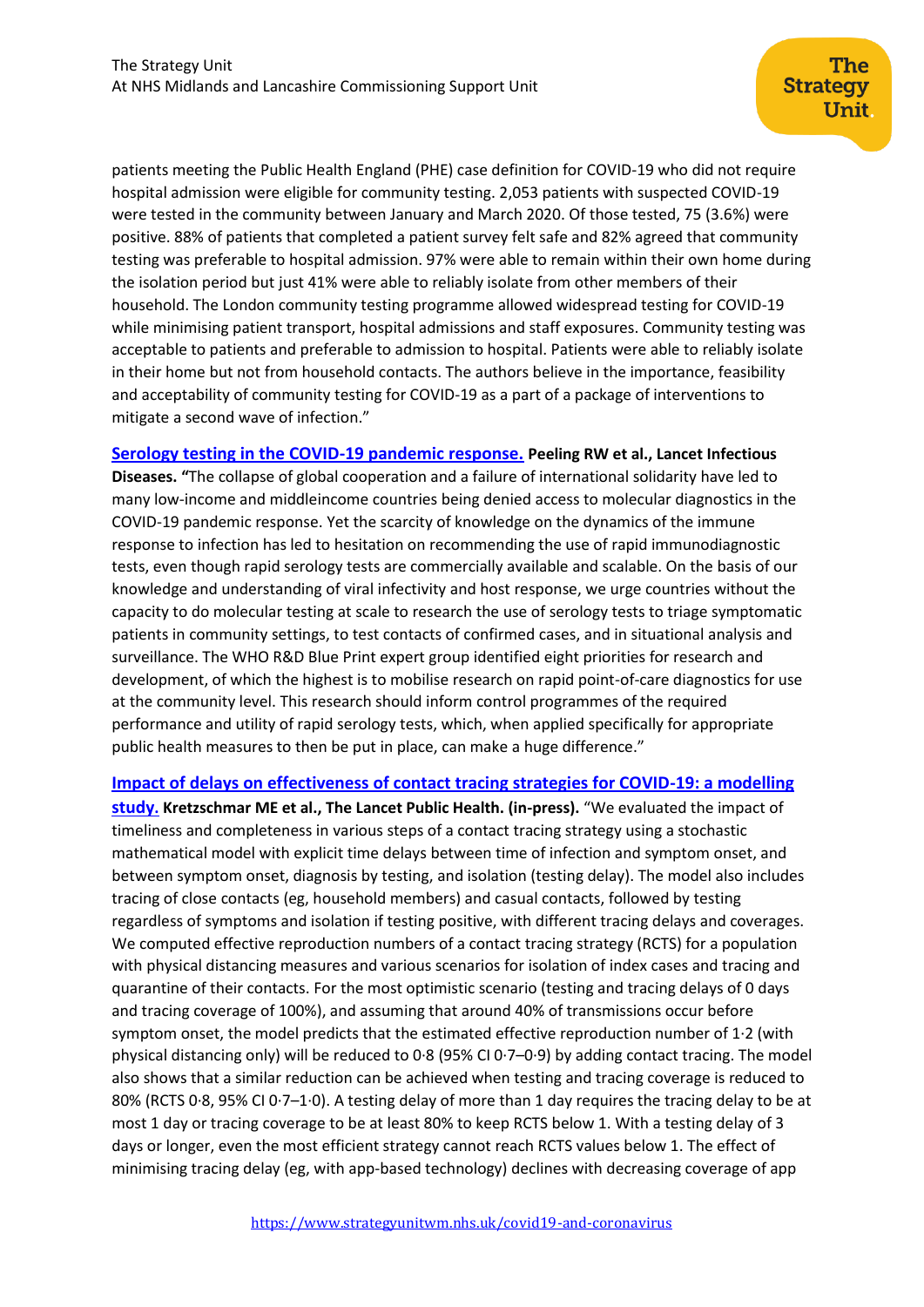patients meeting the Public Health England (PHE) case definition for COVID-19 who did not require hospital admission were eligible for community testing. 2,053 patients with suspected COVID-19 were tested in the community between January and March 2020. Of those tested, 75 (3.6%) were positive. 88% of patients that completed a patient survey felt safe and 82% agreed that community testing was preferable to hospital admission. 97% were able to remain within their own home during the isolation period but just 41% were able to reliably isolate from other members of their household. The London community testing programme allowed widespread testing for COVID-19 while minimising patient transport, hospital admissions and staff exposures. Community testing was acceptable to patients and preferable to admission to hospital. Patients were able to reliably isolate in their home but not from household contacts. The authors believe in the importance, feasibility and acceptability of community testing for COVID-19 as a part of a package of interventions to mitigate a second wave of infection."

[Serology testing in the COVID-19 pandemic response.](#) **Peeling RW et al., Lancet Infectious Diseases. "**The collapse of global cooperation and a failure of international solidarity have led to many low-income and middleincome countries being denied access to molecular diagnostics in the COVID-19 pandemic response. Yet the scarcity of knowledge on the dynamics of the immune response to infection has led to hesitation on recommending the use of rapid immunodiagnostic tests, even though rapid serology tests are commercially available and scalable. On the basis of our knowledge and understanding of viral infectivity and host response, we urge countries without the capacity to do molecular testing at scale to research the use of serology tests to triage symptomatic patients in community settings, to test contacts of confirmed cases, and in situational analysis and surveillance. The WHO R&D Blue Print expert group identified eight priorities for research and development, of which the highest is to mobilise research on rapid point-of-care diagnostics for use at the community level. This research should inform control programmes of the required performance and utility of rapid serology tests, which, when applied specifically for appropriate public health measures to then be put in place, can make a huge difference."

[Impact of delays on effectiveness of contact tracing strategies for COVID-19: a modelling study.](#) **Kretzschmar ME et al., The Lancet Public Health. (in-press).** "We evaluated the impact of timeliness and completeness in various steps of a contact tracing strategy using a stochastic mathematical model with explicit time delays between time of infection and symptom onset, and between symptom onset, diagnosis by testing, and isolation (testing delay). The model also includes tracing of close contacts (eg, household members) and casual contacts, followed by testing regardless of symptoms and isolation if testing positive, with different tracing delays and coverages. We computed effective reproduction numbers of a contact tracing strategy (RCTS) for a population with physical distancing measures and various scenarios for isolation of index cases and tracing and quarantine of their contacts. For the most optimistic scenario (testing and tracing delays of 0 days and tracing coverage of 100%), and assuming that around 40% of transmissions occur before symptom onset, the model predicts that the estimated effective reproduction number of 1·2 (with physical distancing only) will be reduced to 0·8 (95% CI 0·7–0·9) by adding contact tracing. The model also shows that a similar reduction can be achieved when testing and tracing coverage is reduced to 80% (RCTS 0·8, 95% CI 0·7–1·0). A testing delay of more than 1 day requires the tracing delay to be at most 1 day or tracing coverage to be at least 80% to keep RCTS below 1. With a testing delay of 3 days or longer, even the most efficient strategy cannot reach RCTS values below 1. The effect of minimising tracing delay (eg, with app-based technology) declines with decreasing coverage of app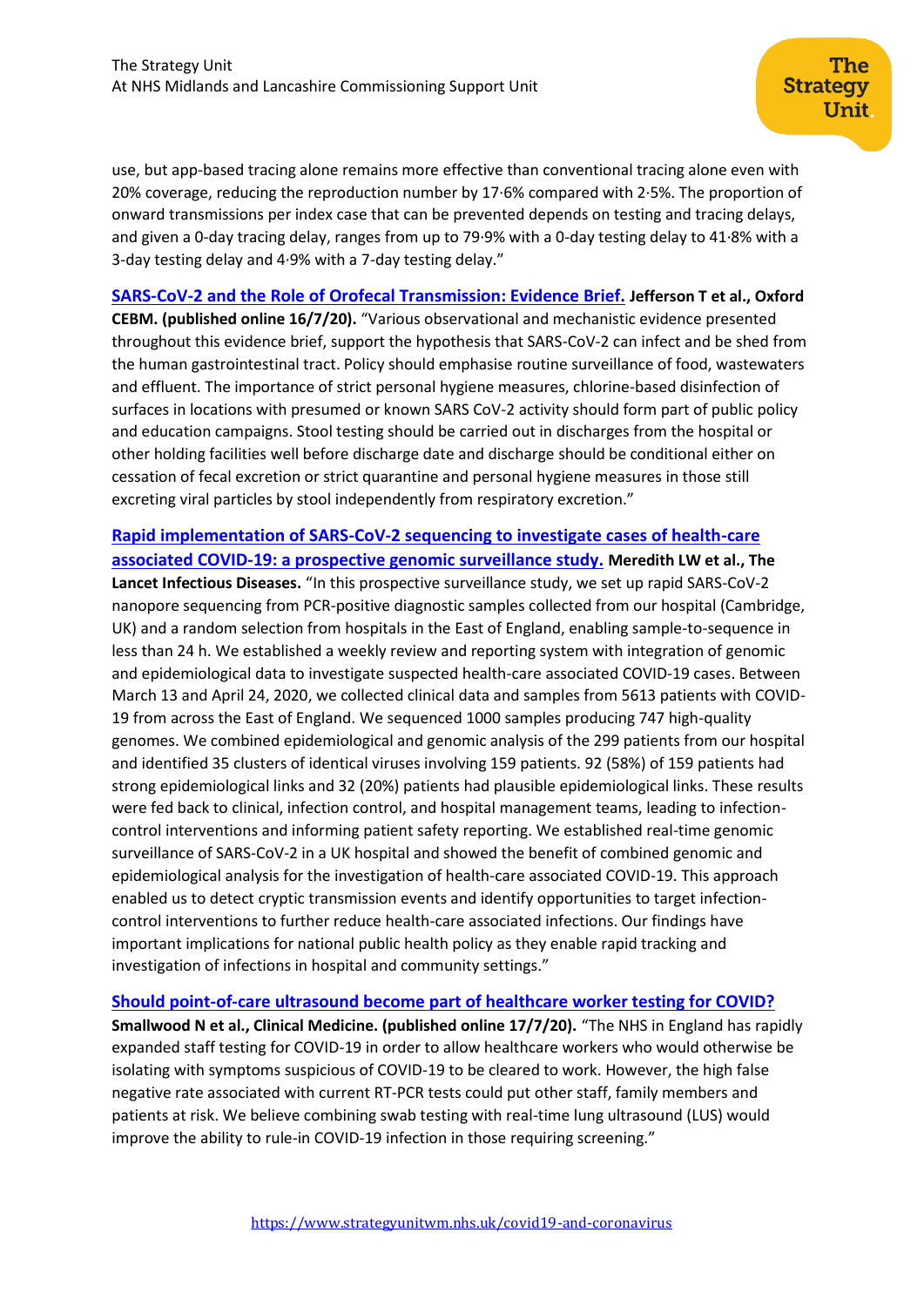use, but app-based tracing alone remains more effective than conventional tracing alone even with 20% coverage, reducing the reproduction number by 17·6% compared with 2·5%. The proportion of onward transmissions per index case that can be prevented depends on testing and tracing delays, and given a 0-day tracing delay, ranges from up to 79·9% with a 0-day testing delay to 41·8% with a 3-day testing delay and 4·9% with a 7-day testing delay."

**SARS-CoV-2 and the Role of Orofecal Transmission: Evidence Brief. Jefferson T et al., Oxford CEBM. (published online 16/7/20).** "Various observational and mechanistic evidence presented throughout this evidence brief, support the hypothesis that SARS-CoV-2 can infect and be shed from the human gastrointestinal tract. Policy should emphasise routine surveillance of food, wastewaters and effluent. The importance of strict personal hygiene measures, chlorine-based disinfection of surfaces in locations with presumed or known SARS CoV-2 activity should form part of public policy and education campaigns. Stool testing should be carried out in discharges from the hospital or other holding facilities well before discharge date and discharge should be conditional either on cessation of fecal excretion or strict quarantine and personal hygiene measures in those still excreting viral particles by stool independently from respiratory excretion."

**Rapid implementation of SARS-CoV-2 sequencing to investigate cases of health-care associated COVID-19: a prospective genomic surveillance study. Meredith LW et al., The Lancet Infectious Diseases.** "In this prospective surveillance study, we set up rapid SARS-CoV-2 nanopore sequencing from PCR-positive diagnostic samples collected from our hospital (Cambridge, UK) and a random selection from hospitals in the East of England, enabling sample-to-sequence in less than 24 h. We established a weekly review and reporting system with integration of genomic and epidemiological data to investigate suspected health-care associated COVID-19 cases. Between March 13 and April 24, 2020, we collected clinical data and samples from 5613 patients with COVID-19 from across the East of England. We sequenced 1000 samples producing 747 high-quality genomes. We combined epidemiological and genomic analysis of the 299 patients from our hospital and identified 35 clusters of identical viruses involving 159 patients. 92 (58%) of 159 patients had strong epidemiological links and 32 (20%) patients had plausible epidemiological links. These results were fed back to clinical, infection control, and hospital management teams, leading to infection-control interventions and informing patient safety reporting. We established real-time genomic surveillance of SARS-CoV-2 in a UK hospital and showed the benefit of combined genomic and epidemiological analysis for the investigation of health-care associated COVID-19. This approach enabled us to detect cryptic transmission events and identify opportunities to target infection-control interventions to further reduce health-care associated infections. Our findings have important implications for national public health policy as they enable rapid tracking and investigation of infections in hospital and community settings."

**Should point-of-care ultrasound become part of healthcare worker testing for COVID? Smallwood N et al., Clinical Medicine. (published online 17/7/20).** "The NHS in England has rapidly expanded staff testing for COVID-19 in order to allow healthcare workers who would otherwise be isolating with symptoms suspicious of COVID-19 to be cleared to work. However, the high false negative rate associated with current RT-PCR tests could put other staff, family members and patients at risk. We believe combining swab testing with real-time lung ultrasound (LUS) would improve the ability to rule-in COVID-19 infection in those requiring screening."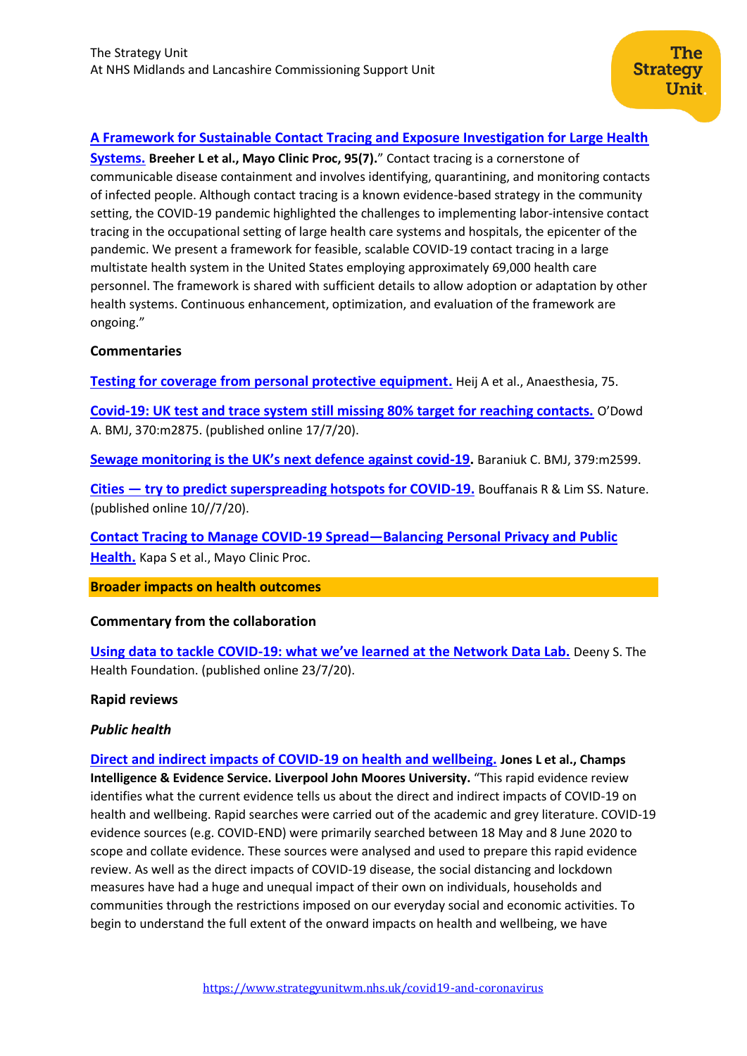**A Framework for Sustainable Contact Tracing and Exposure Investigation for Large Health Systems. Breeher L et al., Mayo Clinic Proc, 95(7).**" Contact tracing is a cornerstone of communicable disease containment and involves identifying, quarantining, and monitoring contacts of infected people. Although contact tracing is a known evidence-based strategy in the community setting, the COVID-19 pandemic highlighted the challenges to implementing labor-intensive contact tracing in the occupational setting of large health care systems and hospitals, the epicenter of the pandemic. We present a framework for feasible, scalable COVID-19 contact tracing in a large multistate health system in the United States employing approximately 69,000 health care personnel. The framework is shared with sufficient details to allow adoption or adaptation by other health systems. Continuous enhancement, optimization, and evaluation of the framework are ongoing."

**Commentaries**

**Testing for coverage from personal protective equipment.** Heij A et al., Anaesthesia, 75.

**Covid-19: UK test and trace system still missing 80% target for reaching contacts.** O'Dowd A. BMJ, 370:m2875. (published online 17/7/20).

**Sewage monitoring is the UK's next defence against covid-19.** Baraniuk C. BMJ, 379:m2599.

**Cities — try to predict superspreading hotspots for COVID-19.** Bouffanais R & Lim SS. Nature. (published online 10//7/20).

**Contact Tracing to Manage COVID-19 Spread—Balancing Personal Privacy and Public Health.** Kapa S et al., Mayo Clinic Proc.

## Broader impacts on health outcomes

**Commentary from the collaboration**

**Using data to tackle COVID-19: what we've learned at the Network Data Lab.** Deeny S. The Health Foundation. (published online 23/7/20).

**Rapid reviews**

***Public health***

**Direct and indirect impacts of COVID-19 on health and wellbeing. Jones L et al., Champs Intelligence & Evidence Service. Liverpool John Moores University.** "This rapid evidence review identifies what the current evidence tells us about the direct and indirect impacts of COVID-19 on health and wellbeing. Rapid searches were carried out of the academic and grey literature. COVID-19 evidence sources (e.g. COVID-END) were primarily searched between 18 May and 8 June 2020 to scope and collate evidence. These sources were analysed and used to prepare this rapid evidence review. As well as the direct impacts of COVID-19 disease, the social distancing and lockdown measures have had a huge and unequal impact of their own on individuals, households and communities through the restrictions imposed on our everyday social and economic activities. To begin to understand the full extent of the onward impacts on health and wellbeing, we have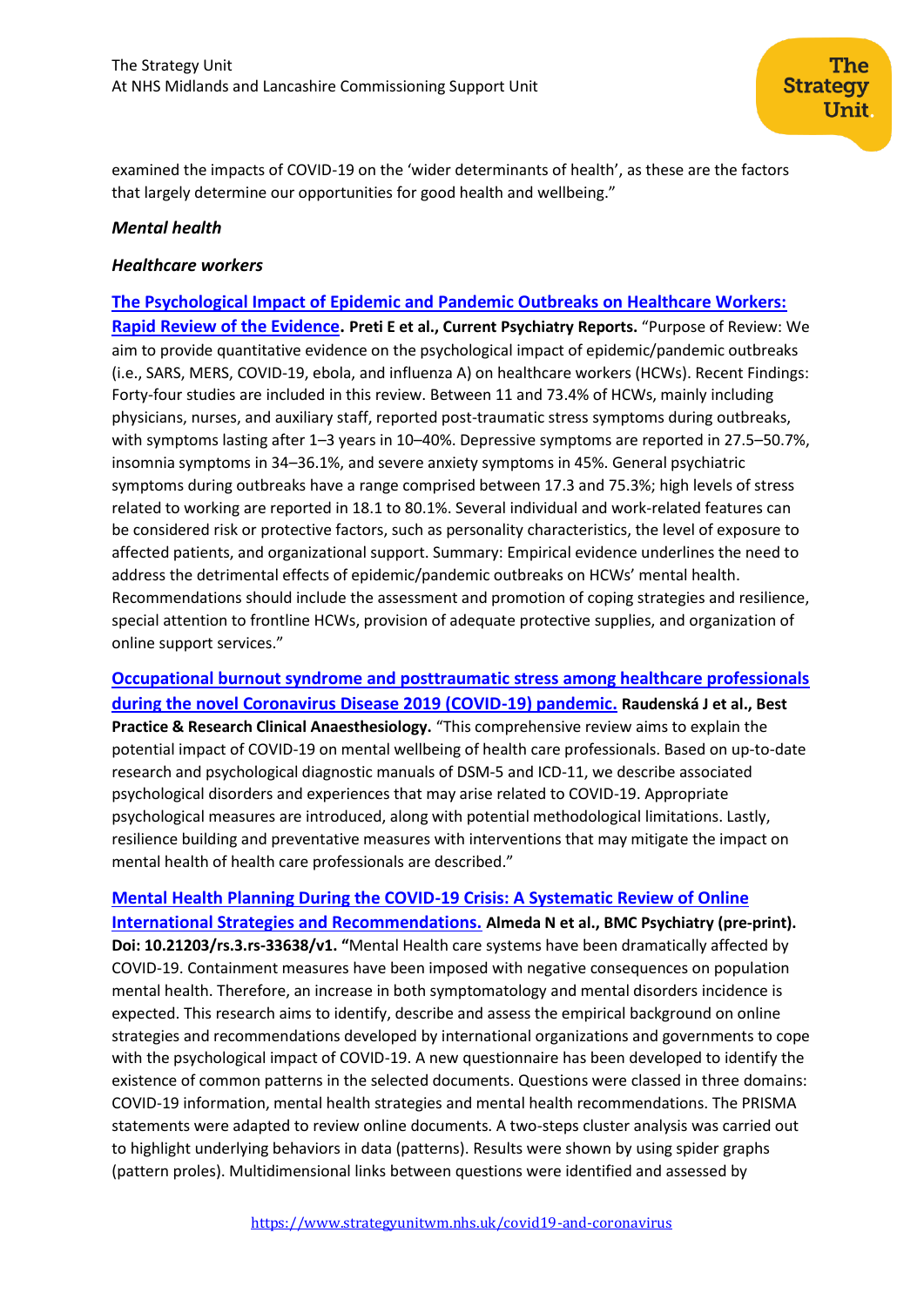examined the impacts of COVID-19 on the 'wider determinants of health', as these are the factors that largely determine our opportunities for good health and wellbeing."

***Mental health***

***Healthcare workers***

**The Psychological Impact of Epidemic and Pandemic Outbreaks on Healthcare Workers: Rapid Review of the Evidence. Preti E et al., Current Psychiatry Reports.** "Purpose of Review: We aim to provide quantitative evidence on the psychological impact of epidemic/pandemic outbreaks (i.e., SARS, MERS, COVID-19, ebola, and influenza A) on healthcare workers (HCWs). Recent Findings: Forty-four studies are included in this review. Between 11 and 73.4% of HCWs, mainly including physicians, nurses, and auxiliary staff, reported post-traumatic stress symptoms during outbreaks, with symptoms lasting after 1–3 years in 10–40%. Depressive symptoms are reported in 27.5–50.7%, insomnia symptoms in 34–36.1%, and severe anxiety symptoms in 45%. General psychiatric symptoms during outbreaks have a range comprised between 17.3 and 75.3%; high levels of stress related to working are reported in 18.1 to 80.1%. Several individual and work-related features can be considered risk or protective factors, such as personality characteristics, the level of exposure to affected patients, and organizational support. Summary: Empirical evidence underlines the need to address the detrimental effects of epidemic/pandemic outbreaks on HCWs' mental health. Recommendations should include the assessment and promotion of coping strategies and resilience, special attention to frontline HCWs, provision of adequate protective supplies, and organization of online support services."

**Occupational burnout syndrome and posttraumatic stress among healthcare professionals during the novel Coronavirus Disease 2019 (COVID-19) pandemic. Raudenská J et al., Best Practice & Research Clinical Anaesthesiology.** "This comprehensive review aims to explain the potential impact of COVID-19 on mental wellbeing of health care professionals. Based on up-to-date research and psychological diagnostic manuals of DSM-5 and ICD-11, we describe associated psychological disorders and experiences that may arise related to COVID-19. Appropriate psychological measures are introduced, along with potential methodological limitations. Lastly, resilience building and preventative measures with interventions that may mitigate the impact on mental health of health care professionals are described."

**Mental Health Planning During the COVID-19 Crisis: A Systematic Review of Online International Strategies and Recommendations. Almeda N et al., BMC Psychiatry (pre-print). Doi: 10.21203/rs.3.rs-33638/v1.** "Mental Health care systems have been dramatically affected by COVID-19. Containment measures have been imposed with negative consequences on population mental health. Therefore, an increase in both symptomatology and mental disorders incidence is expected. This research aims to identify, describe and assess the empirical background on online strategies and recommendations developed by international organizations and governments to cope with the psychological impact of COVID-19. A new questionnaire has been developed to identify the existence of common patterns in the selected documents. Questions were classed in three domains: COVID-19 information, mental health strategies and mental health recommendations. The PRISMA statements were adapted to review online documents. A two-steps cluster analysis was carried out to highlight underlying behaviors in data (patterns). Results were shown by using spider graphs (pattern proles). Multidimensional links between questions were identified and assessed by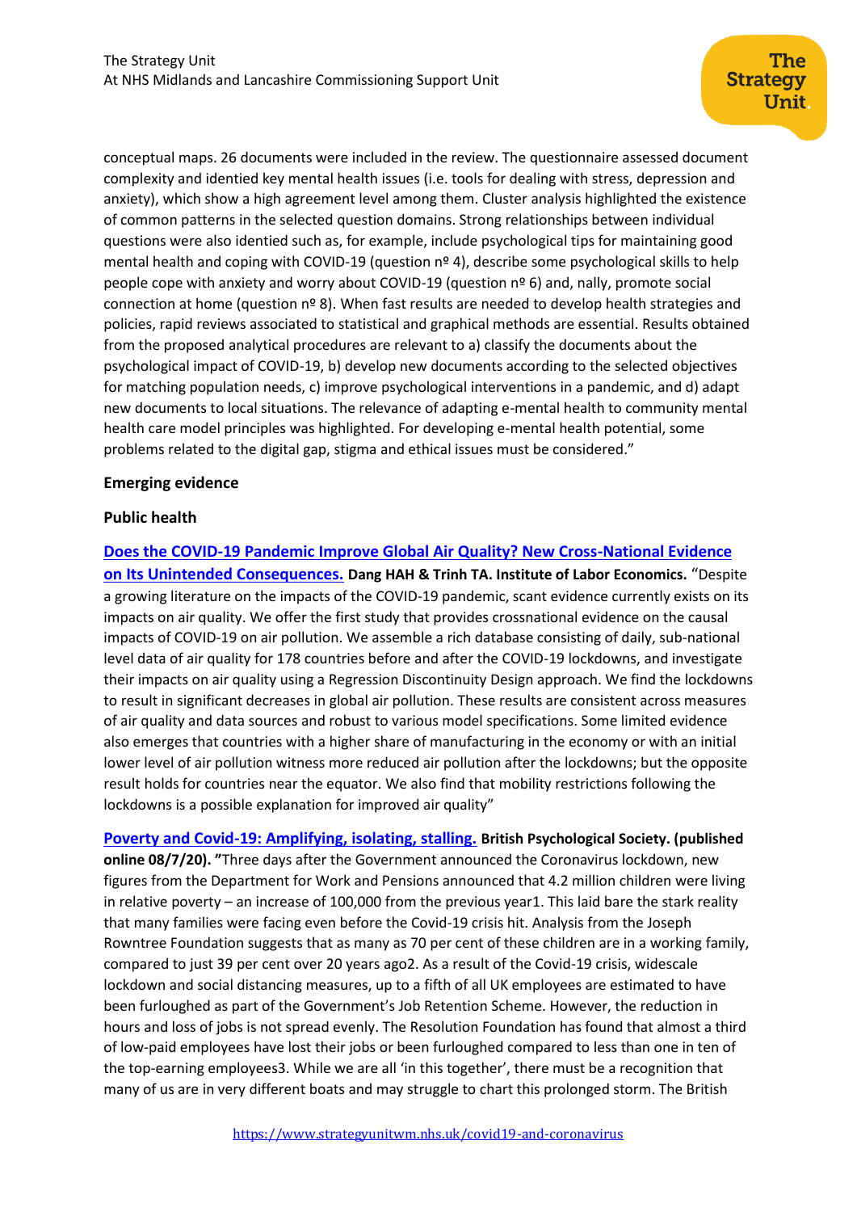conceptual maps. 26 documents were included in the review. The questionnaire assessed document complexity and identied key mental health issues (i.e. tools for dealing with stress, depression and anxiety), which show a high agreement level among them. Cluster analysis highlighted the existence of common patterns in the selected question domains. Strong relationships between individual questions were also identied such as, for example, include psychological tips for maintaining good mental health and coping with COVID-19 (question nº 4), describe some psychological skills to help people cope with anxiety and worry about COVID-19 (question nº 6) and, nally, promote social connection at home (question nº 8). When fast results are needed to develop health strategies and policies, rapid reviews associated to statistical and graphical methods are essential. Results obtained from the proposed analytical procedures are relevant to a) classify the documents about the psychological impact of COVID-19, b) develop new documents according to the selected objectives for matching population needs, c) improve psychological interventions in a pandemic, and d) adapt new documents to local situations. The relevance of adapting e-mental health to community mental health care model principles was highlighted. For developing e-mental health potential, some problems related to the digital gap, stigma and ethical issues must be considered."

**Emerging evidence**

**Public health**

[Does the COVID-19 Pandemic Improve Global Air Quality? New Cross-National Evidence on Its Unintended Consequences.](#) **Dang HAH & Trinh TA. Institute of Labor Economics.** "Despite a growing literature on the impacts of the COVID-19 pandemic, scant evidence currently exists on its impacts on air quality. We offer the first study that provides crossnational evidence on the causal impacts of COVID-19 on air pollution. We assemble a rich database consisting of daily, sub-national level data of air quality for 178 countries before and after the COVID-19 lockdowns, and investigate their impacts on air quality using a Regression Discontinuity Design approach. We find the lockdowns to result in significant decreases in global air pollution. These results are consistent across measures of air quality and data sources and robust to various model specifications. Some limited evidence also emerges that countries with a higher share of manufacturing in the economy or with an initial lower level of air pollution witness more reduced air pollution after the lockdowns; but the opposite result holds for countries near the equator. We also find that mobility restrictions following the lockdowns is a possible explanation for improved air quality"

[Poverty and Covid-19: Amplifying, isolating, stalling.](#) **British Psychological Society. (published online 08/7/20). "**Three days after the Government announced the Coronavirus lockdown, new figures from the Department for Work and Pensions announced that 4.2 million children were living in relative poverty – an increase of 100,000 from the previous year1. This laid bare the stark reality that many families were facing even before the Covid-19 crisis hit. Analysis from the Joseph Rowntree Foundation suggests that as many as 70 per cent of these children are in a working family, compared to just 39 per cent over 20 years ago2. As a result of the Covid-19 crisis, widescale lockdown and social distancing measures, up to a fifth of all UK employees are estimated to have been furloughed as part of the Government's Job Retention Scheme. However, the reduction in hours and loss of jobs is not spread evenly. The Resolution Foundation has found that almost a third of low-paid employees have lost their jobs or been furloughed compared to less than one in ten of the top-earning employees3. While we are all 'in this together', there must be a recognition that many of us are in very different boats and may struggle to chart this prolonged storm. The British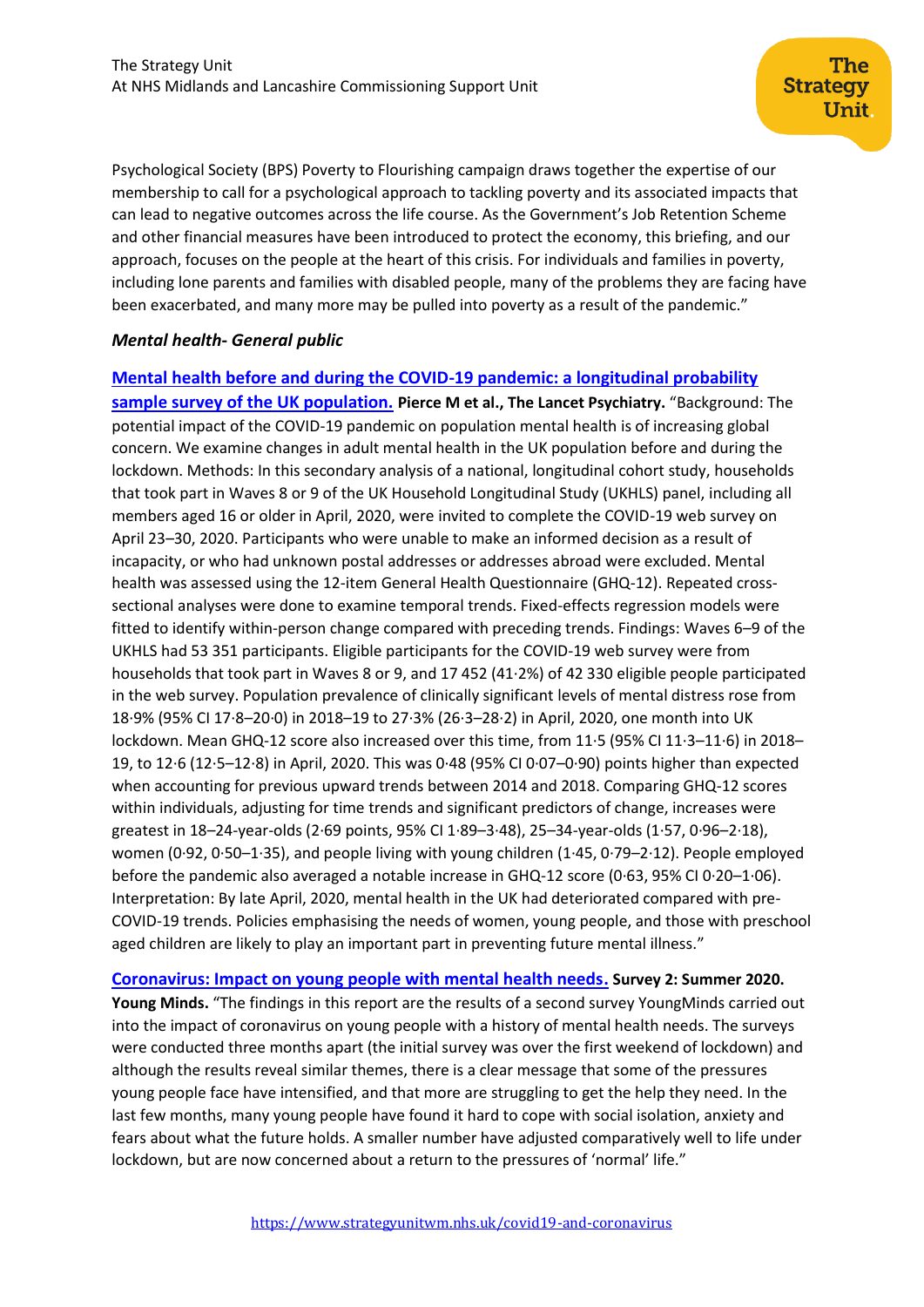Psychological Society (BPS) Poverty to Flourishing campaign draws together the expertise of our membership to call for a psychological approach to tackling poverty and its associated impacts that can lead to negative outcomes across the life course. As the Government's Job Retention Scheme and other financial measures have been introduced to protect the economy, this briefing, and our approach, focuses on the people at the heart of this crisis. For individuals and families in poverty, including lone parents and families with disabled people, many of the problems they are facing have been exacerbated, and many more may be pulled into poverty as a result of the pandemic."

***Mental health- General public***

[Mental health before and during the COVID-19 pandemic: a longitudinal probability sample survey of the UK population.] **Pierce M et al., The Lancet Psychiatry.** "Background: The potential impact of the COVID-19 pandemic on population mental health is of increasing global concern. We examine changes in adult mental health in the UK population before and during the lockdown. Methods: In this secondary analysis of a national, longitudinal cohort study, households that took part in Waves 8 or 9 of the UK Household Longitudinal Study (UKHLS) panel, including all members aged 16 or older in April, 2020, were invited to complete the COVID-19 web survey on April 23–30, 2020. Participants who were unable to make an informed decision as a result of incapacity, or who had unknown postal addresses or addresses abroad were excluded. Mental health was assessed using the 12-item General Health Questionnaire (GHQ-12). Repeated cross-sectional analyses were done to examine temporal trends. Fixed-effects regression models were fitted to identify within-person change compared with preceding trends. Findings: Waves 6–9 of the UKHLS had 53 351 participants. Eligible participants for the COVID-19 web survey were from households that took part in Waves 8 or 9, and 17 452 (41·2%) of 42 330 eligible people participated in the web survey. Population prevalence of clinically significant levels of mental distress rose from 18·9% (95% CI 17·8–20·0) in 2018–19 to 27·3% (26·3–28·2) in April, 2020, one month into UK lockdown. Mean GHQ-12 score also increased over this time, from 11·5 (95% CI 11·3–11·6) in 2018–19, to 12·6 (12·5–12·8) in April, 2020. This was 0·48 (95% CI 0·07–0·90) points higher than expected when accounting for previous upward trends between 2014 and 2018. Comparing GHQ-12 scores within individuals, adjusting for time trends and significant predictors of change, increases were greatest in 18–24-year-olds (2·69 points, 95% CI 1·89–3·48), 25–34-year-olds (1·57, 0·96–2·18), women (0·92, 0·50–1·35), and people living with young children (1·45, 0·79–2·12). People employed before the pandemic also averaged a notable increase in GHQ-12 score (0·63, 95% CI 0·20–1·06). Interpretation: By late April, 2020, mental health in the UK had deteriorated compared with pre-COVID-19 trends. Policies emphasising the needs of women, young people, and those with preschool aged children are likely to play an important part in preventing future mental illness."

[Coronavirus: Impact on young people with mental health needs.] **Survey 2: Summer 2020. Young Minds.** "The findings in this report are the results of a second survey YoungMinds carried out into the impact of coronavirus on young people with a history of mental health needs. The surveys were conducted three months apart (the initial survey was over the first weekend of lockdown) and although the results reveal similar themes, there is a clear message that some of the pressures young people face have intensified, and that more are struggling to get the help they need. In the last few months, many young people have found it hard to cope with social isolation, anxiety and fears about what the future holds. A smaller number have adjusted comparatively well to life under lockdown, but are now concerned about a return to the pressures of 'normal' life."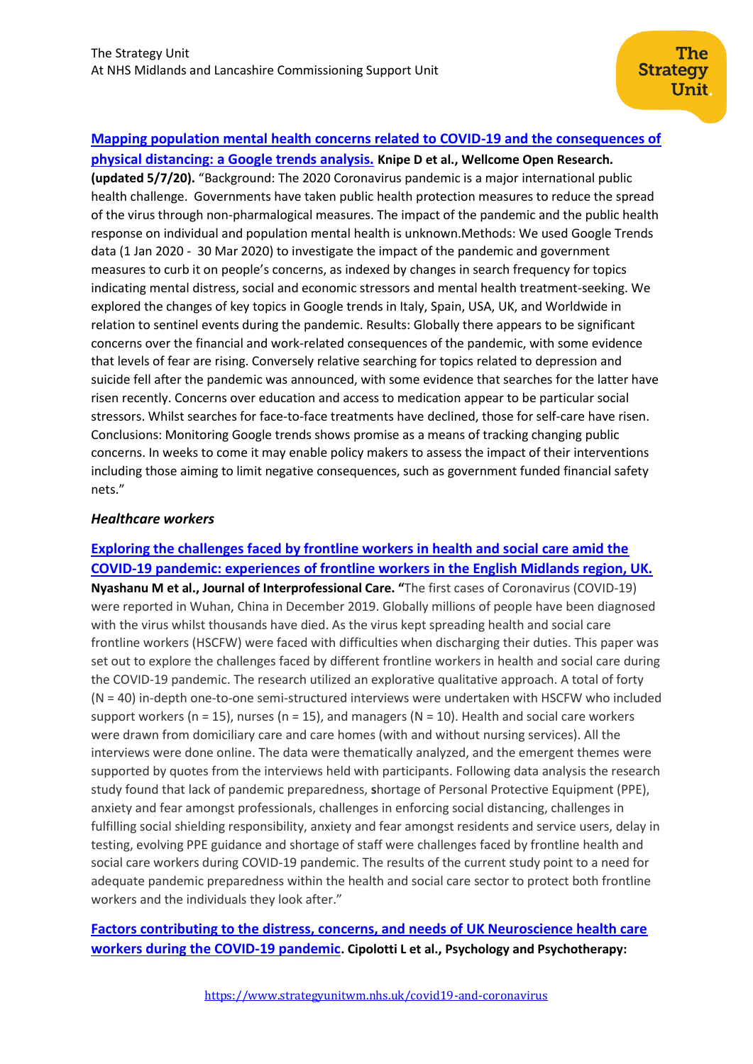[**Mapping population mental health concerns related to COVID-19 and the consequences of physical distancing: a Google trends analysis.**](#) **Knipe D et al., Wellcome Open Research. (updated 5/7/20).** "Background: The 2020 Coronavirus pandemic is a major international public health challenge. Governments have taken public health protection measures to reduce the spread of the virus through non-pharmalogical measures. The impact of the pandemic and the public health response on individual and population mental health is unknown.Methods: We used Google Trends data (1 Jan 2020 - 30 Mar 2020) to investigate the impact of the pandemic and government measures to curb it on people's concerns, as indexed by changes in search frequency for topics indicating mental distress, social and economic stressors and mental health treatment-seeking. We explored the changes of key topics in Google trends in Italy, Spain, USA, UK, and Worldwide in relation to sentinel events during the pandemic. Results: Globally there appears to be significant concerns over the financial and work-related consequences of the pandemic, with some evidence that levels of fear are rising. Conversely relative searching for topics related to depression and suicide fell after the pandemic was announced, with some evidence that searches for the latter have risen recently. Concerns over education and access to medication appear to be particular social stressors. Whilst searches for face-to-face treatments have declined, those for self-care have risen. Conclusions: Monitoring Google trends shows promise as a means of tracking changing public concerns. In weeks to come it may enable policy makers to assess the impact of their interventions including those aiming to limit negative consequences, such as government funded financial safety nets."

### *Healthcare workers*

[**Exploring the challenges faced by frontline workers in health and social care amid the COVID-19 pandemic: experiences of frontline workers in the English Midlands region, UK.**](#) **Nyashanu M et al., Journal of Interprofessional Care.** "The first cases of Coronavirus (COVID-19) were reported in Wuhan, China in December 2019. Globally millions of people have been diagnosed with the virus whilst thousands have died. As the virus kept spreading health and social care frontline workers (HSCFW) were faced with difficulties when discharging their duties. This paper was set out to explore the challenges faced by different frontline workers in health and social care during the COVID-19 pandemic. The research utilized an explorative qualitative approach. A total of forty (N = 40) in-depth one-to-one semi-structured interviews were undertaken with HSCFW who included support workers (n = 15), nurses (n = 15), and managers (N = 10). Health and social care workers were drawn from domiciliary care and care homes (with and without nursing services). All the interviews were done online. The data were thematically analyzed, and the emergent themes were supported by quotes from the interviews held with participants. Following data analysis the research study found that lack of pandemic preparedness, **s**hortage of Personal Protective Equipment (PPE), anxiety and fear amongst professionals, challenges in enforcing social distancing, challenges in fulfilling social shielding responsibility, anxiety and fear amongst residents and service users, delay in testing, evolving PPE guidance and shortage of staff were challenges faced by frontline health and social care workers during COVID-19 pandemic. The results of the current study point to a need for adequate pandemic preparedness within the health and social care sector to protect both frontline workers and the individuals they look after."

[**Factors contributing to the distress, concerns, and needs of UK Neuroscience health care workers during the COVID-19 pandemic**](#)**. Cipolotti L et al., Psychology and Psychotherapy:**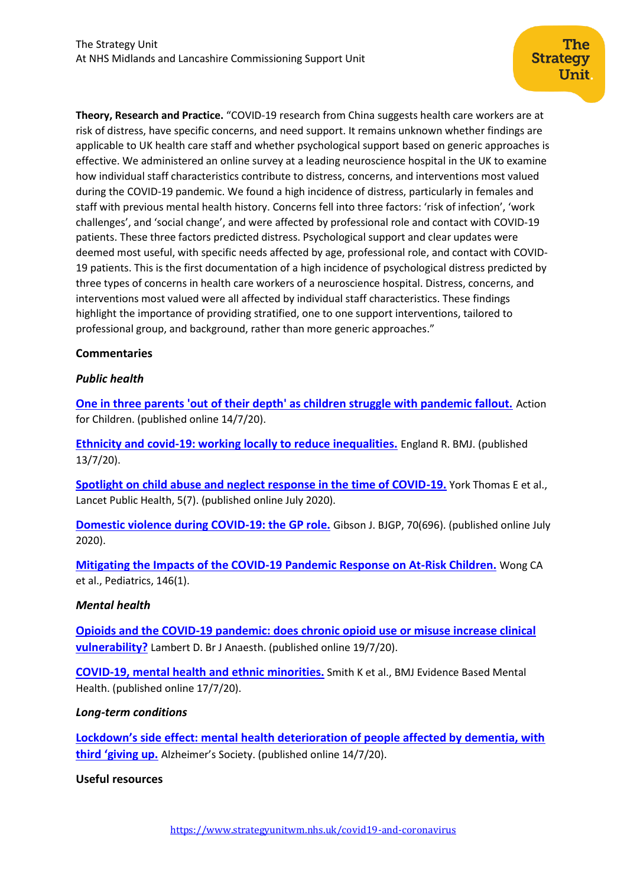**Theory, Research and Practice.** "COVID-19 research from China suggests health care workers are at risk of distress, have specific concerns, and need support. It remains unknown whether findings are applicable to UK health care staff and whether psychological support based on generic approaches is effective. We administered an online survey at a leading neuroscience hospital in the UK to examine how individual staff characteristics contribute to distress, concerns, and interventions most valued during the COVID-19 pandemic. We found a high incidence of distress, particularly in females and staff with previous mental health history. Concerns fell into three factors: 'risk of infection', 'work challenges', and 'social change', and were affected by professional role and contact with COVID-19 patients. These three factors predicted distress. Psychological support and clear updates were deemed most useful, with specific needs affected by age, professional role, and contact with COVID-19 patients. This is the first documentation of a high incidence of psychological distress predicted by three types of concerns in health care workers of a neuroscience hospital. Distress, concerns, and interventions most valued were all affected by individual staff characteristics. These findings highlight the importance of providing stratified, one to one support interventions, tailored to professional group, and background, rather than more generic approaches."

## Commentaries

### *Public health*

**One in three parents 'out of their depth' as children struggle with pandemic fallout.** Action for Children. (published online 14/7/20).

**Ethnicity and covid-19: working locally to reduce inequalities.** England R. BMJ. (published 13/7/20).

**Spotlight on child abuse and neglect response in the time of COVID-19.** York Thomas E et al., Lancet Public Health, 5(7). (published online July 2020).

**Domestic violence during COVID-19: the GP role.** Gibson J. BJGP, 70(696). (published online July 2020).

**Mitigating the Impacts of the COVID-19 Pandemic Response on At-Risk Children.** Wong CA et al., Pediatrics, 146(1).

### *Mental health*

**Opioids and the COVID-19 pandemic: does chronic opioid use or misuse increase clinical vulnerability?** Lambert D. Br J Anaesth. (published online 19/7/20).

**COVID-19, mental health and ethnic minorities.** Smith K et al., BMJ Evidence Based Mental Health. (published online 17/7/20).

### *Long-term conditions*

**Lockdown's side effect: mental health deterioration of people affected by dementia, with third 'giving up.** Alzheimer's Society. (published online 14/7/20).

## Useful resources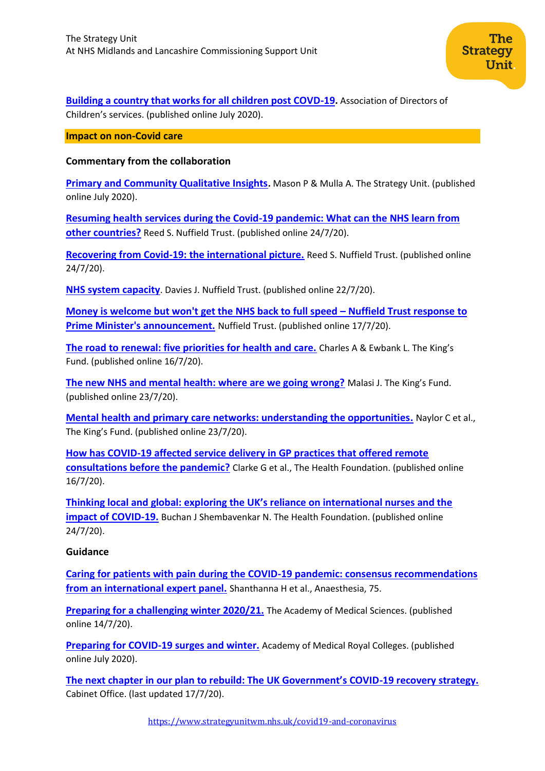**Building a country that works for all children post COVID-19.** Association of Directors of Children's services. (published online July 2020).

## Impact on non-Covid care

### Commentary from the collaboration

**Primary and Community Qualitative Insights.** Mason P & Mulla A. The Strategy Unit. (published online July 2020).

**Resuming health services during the Covid-19 pandemic: What can the NHS learn from other countries?** Reed S. Nuffield Trust. (published online 24/7/20).

**Recovering from Covid-19: the international picture.** Reed S. Nuffield Trust. (published online 24/7/20).

**NHS system capacity**. Davies J. Nuffield Trust. (published online 22/7/20).

**Money is welcome but won't get the NHS back to full speed – Nuffield Trust response to Prime Minister's announcement.** Nuffield Trust. (published online 17/7/20).

**The road to renewal: five priorities for health and care.** Charles A & Ewbank L. The King's Fund. (published online 16/7/20).

**The new NHS and mental health: where are we going wrong?** Malasi J. The King's Fund. (published online 23/7/20).

**Mental health and primary care networks: understanding the opportunities.** Naylor C et al., The King's Fund. (published online 23/7/20).

**How has COVID-19 affected service delivery in GP practices that offered remote consultations before the pandemic?** Clarke G et al., The Health Foundation. (published online 16/7/20).

**Thinking local and global: exploring the UK's reliance on international nurses and the impact of COVID-19.** Buchan J Shembavenkar N. The Health Foundation. (published online 24/7/20).

### Guidance

**Caring for patients with pain during the COVID-19 pandemic: consensus recommendations from an international expert panel.** Shanthanna H et al., Anaesthesia, 75.

**Preparing for a challenging winter 2020/21.** The Academy of Medical Sciences. (published online 14/7/20).

**Preparing for COVID-19 surges and winter.** Academy of Medical Royal Colleges. (published online July 2020).

**The next chapter in our plan to rebuild: The UK Government's COVID-19 recovery strategy.** Cabinet Office. (last updated 17/7/20).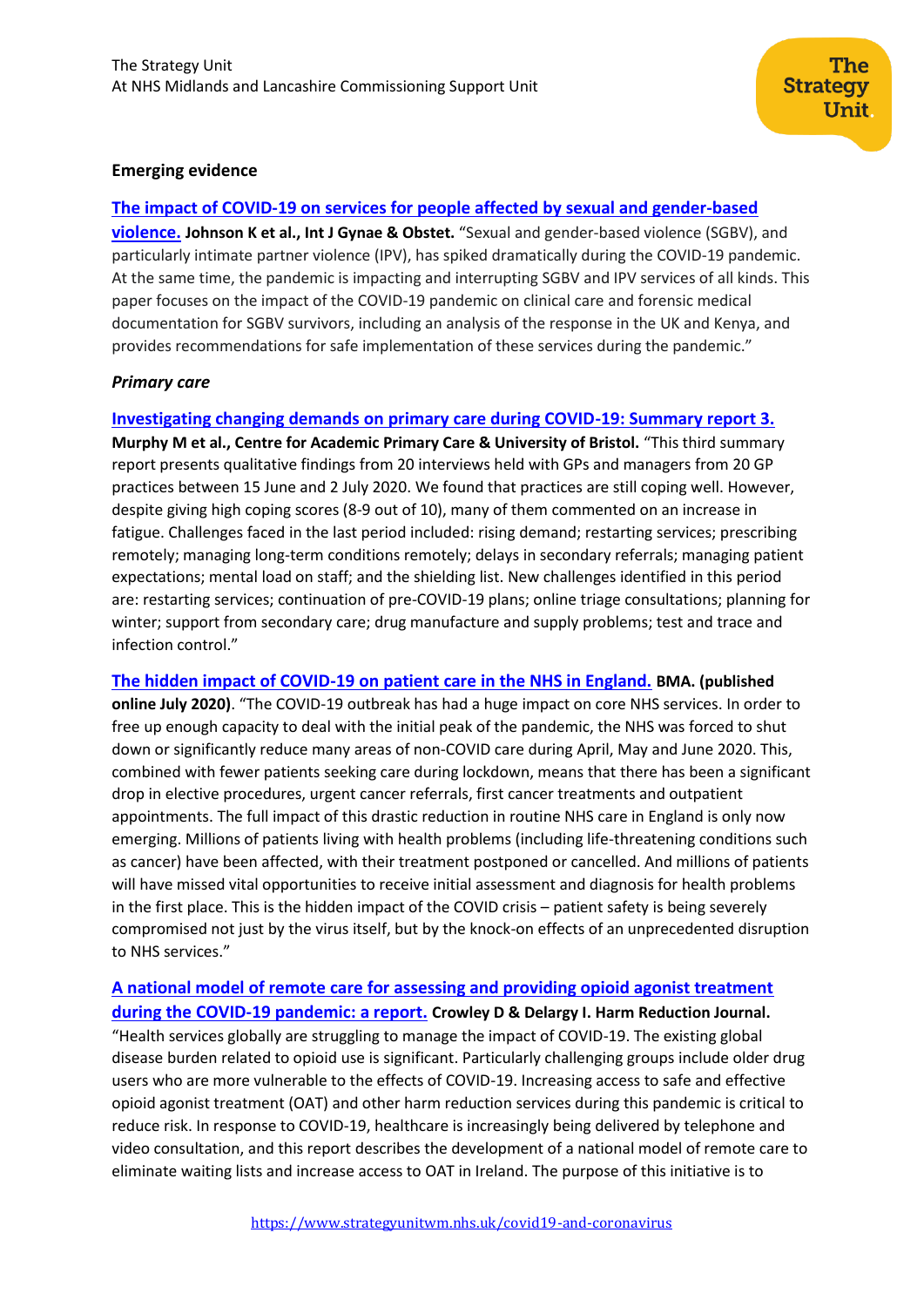**Emerging evidence**

**[The impact of COVID-19 on services for people affected by sexual and gender-based violence.](#) Johnson K et al., Int J Gynae & Obstet.** "Sexual and gender-based violence (SGBV), and particularly intimate partner violence (IPV), has spiked dramatically during the COVID-19 pandemic. At the same time, the pandemic is impacting and interrupting SGBV and IPV services of all kinds. This paper focuses on the impact of the COVID-19 pandemic on clinical care and forensic medical documentation for SGBV survivors, including an analysis of the response in the UK and Kenya, and provides recommendations for safe implementation of these services during the pandemic."

***Primary care***

**[Investigating changing demands on primary care during COVID-19: Summary report 3.](#) Murphy M et al., Centre for Academic Primary Care & University of Bristol.** "This third summary report presents qualitative findings from 20 interviews held with GPs and managers from 20 GP practices between 15 June and 2 July 2020. We found that practices are still coping well. However, despite giving high coping scores (8-9 out of 10), many of them commented on an increase in fatigue. Challenges faced in the last period included: rising demand; restarting services; prescribing remotely; managing long-term conditions remotely; delays in secondary referrals; managing patient expectations; mental load on staff; and the shielding list. New challenges identified in this period are: restarting services; continuation of pre-COVID-19 plans; online triage consultations; planning for winter; support from secondary care; drug manufacture and supply problems; test and trace and infection control."

**[The hidden impact of COVID-19 on patient care in the NHS in England.](#) BMA. (published online July 2020)**. "The COVID-19 outbreak has had a huge impact on core NHS services. In order to free up enough capacity to deal with the initial peak of the pandemic, the NHS was forced to shut down or significantly reduce many areas of non-COVID care during April, May and June 2020. This, combined with fewer patients seeking care during lockdown, means that there has been a significant drop in elective procedures, urgent cancer referrals, first cancer treatments and outpatient appointments. The full impact of this drastic reduction in routine NHS care in England is only now emerging. Millions of patients living with health problems (including life-threatening conditions such as cancer) have been affected, with their treatment postponed or cancelled. And millions of patients will have missed vital opportunities to receive initial assessment and diagnosis for health problems in the first place. This is the hidden impact of the COVID crisis – patient safety is being severely compromised not just by the virus itself, but by the knock-on effects of an unprecedented disruption to NHS services."

**[A national model of remote care for assessing and providing opioid agonist treatment during the COVID-19 pandemic: a report.](#) Crowley D & Delargy I. Harm Reduction Journal.** "Health services globally are struggling to manage the impact of COVID-19. The existing global disease burden related to opioid use is significant. Particularly challenging groups include older drug users who are more vulnerable to the effects of COVID-19. Increasing access to safe and effective opioid agonist treatment (OAT) and other harm reduction services during this pandemic is critical to reduce risk. In response to COVID-19, healthcare is increasingly being delivered by telephone and video consultation, and this report describes the development of a national model of remote care to eliminate waiting lists and increase access to OAT in Ireland. The purpose of this initiative is to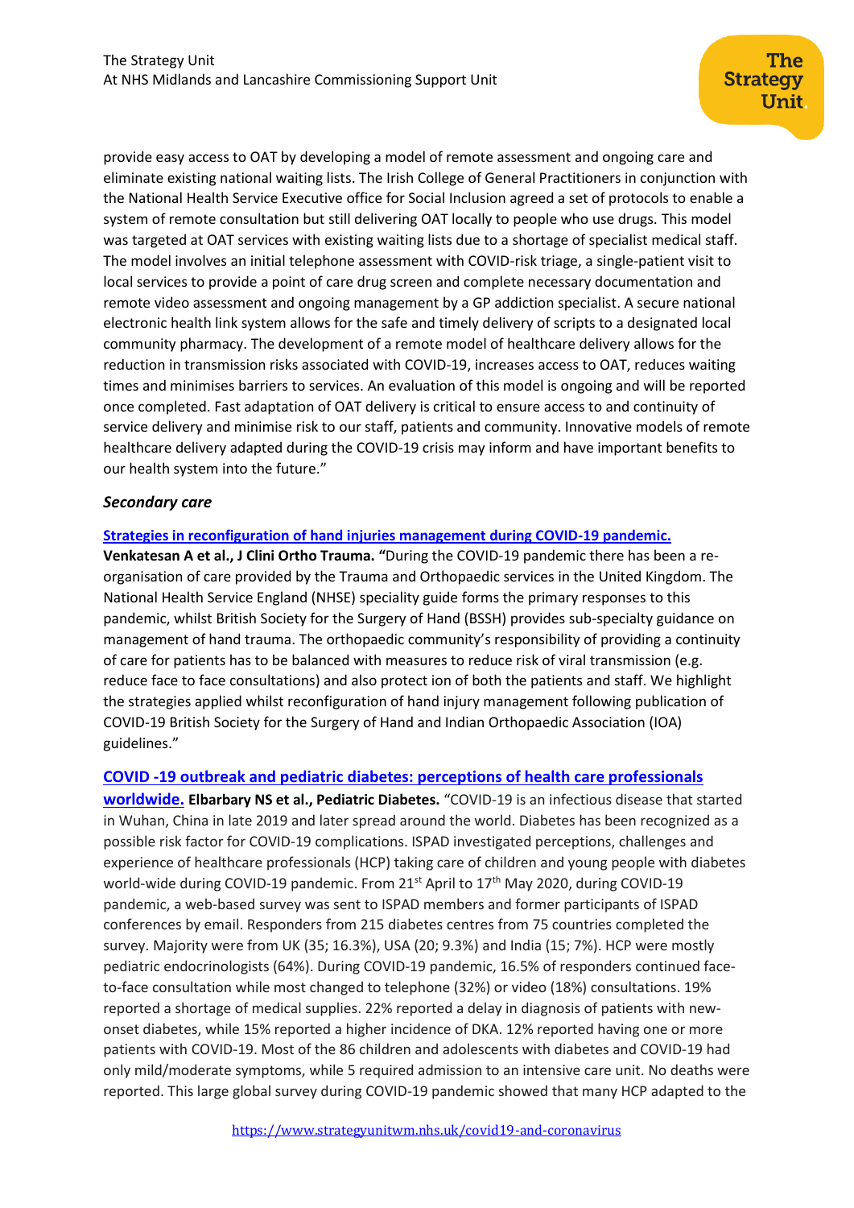provide easy access to OAT by developing a model of remote assessment and ongoing care and eliminate existing national waiting lists. The Irish College of General Practitioners in conjunction with the National Health Service Executive office for Social Inclusion agreed a set of protocols to enable a system of remote consultation but still delivering OAT locally to people who use drugs. This model was targeted at OAT services with existing waiting lists due to a shortage of specialist medical staff. The model involves an initial telephone assessment with COVID-risk triage, a single-patient visit to local services to provide a point of care drug screen and complete necessary documentation and remote video assessment and ongoing management by a GP addiction specialist. A secure national electronic health link system allows for the safe and timely delivery of scripts to a designated local community pharmacy. The development of a remote model of healthcare delivery allows for the reduction in transmission risks associated with COVID-19, increases access to OAT, reduces waiting times and minimises barriers to services. An evaluation of this model is ongoing and will be reported once completed. Fast adaptation of OAT delivery is critical to ensure access to and continuity of service delivery and minimise risk to our staff, patients and community. Innovative models of remote healthcare delivery adapted during the COVID-19 crisis may inform and have important benefits to our health system into the future."

### *Secondary care*

**Strategies in reconfiguration of hand injuries management during COVID-19 pandemic.**
**Venkatesan A et al., J Clini Ortho Trauma.** **"**During the COVID-19 pandemic there has been a re-organisation of care provided by the Trauma and Orthopaedic services in the United Kingdom. The National Health Service England (NHSE) speciality guide forms the primary responses to this pandemic, whilst British Society for the Surgery of Hand (BSSH) provides sub-specialty guidance on management of hand trauma. The orthopaedic community's responsibility of providing a continuity of care for patients has to be balanced with measures to reduce risk of viral transmission (e.g. reduce face to face consultations) and also protect ion of both the patients and staff. We highlight the strategies applied whilst reconfiguration of hand injury management following publication of COVID-19 British Society for the Surgery of Hand and Indian Orthopaedic Association (IOA) guidelines."

**COVID -19 outbreak and pediatric diabetes: perceptions of health care professionals worldwide.** **Elbarbary NS et al., Pediatric Diabetes.** "COVID-19 is an infectious disease that started in Wuhan, China in late 2019 and later spread around the world. Diabetes has been recognized as a possible risk factor for COVID-19 complications. ISPAD investigated perceptions, challenges and experience of healthcare professionals (HCP) taking care of children and young people with diabetes world-wide during COVID-19 pandemic. From 21st April to 17th May 2020, during COVID-19 pandemic, a web-based survey was sent to ISPAD members and former participants of ISPAD conferences by email. Responders from 215 diabetes centres from 75 countries completed the survey. Majority were from UK (35; 16.3%), USA (20; 9.3%) and India (15; 7%). HCP were mostly pediatric endocrinologists (64%). During COVID-19 pandemic, 16.5% of responders continued face-to-face consultation while most changed to telephone (32%) or video (18%) consultations. 19% reported a shortage of medical supplies. 22% reported a delay in diagnosis of patients with new-onset diabetes, while 15% reported a higher incidence of DKA. 12% reported having one or more patients with COVID-19. Most of the 86 children and adolescents with diabetes and COVID-19 had only mild/moderate symptoms, while 5 required admission to an intensive care unit. No deaths were reported. This large global survey during COVID-19 pandemic showed that many HCP adapted to the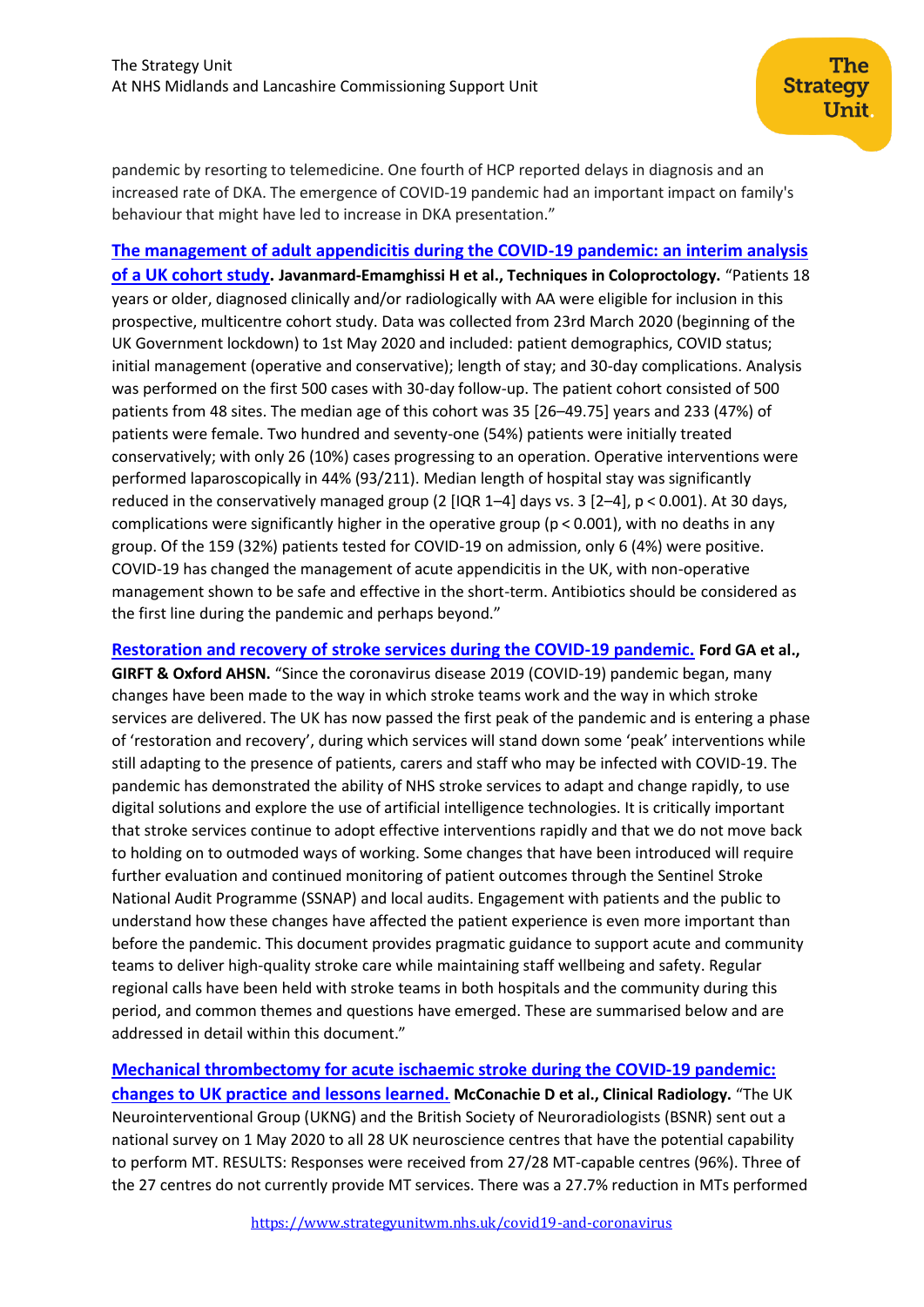pandemic by resorting to telemedicine. One fourth of HCP reported delays in diagnosis and an increased rate of DKA. The emergence of COVID-19 pandemic had an important impact on family's behaviour that might have led to increase in DKA presentation."

**[The management of adult appendicitis during the COVID-19 pandemic: an interim analysis of a UK cohort study](). Javanmard-Emamghissi H et al., Techniques in Coloproctology.** "Patients 18 years or older, diagnosed clinically and/or radiologically with AA were eligible for inclusion in this prospective, multicentre cohort study. Data was collected from 23rd March 2020 (beginning of the UK Government lockdown) to 1st May 2020 and included: patient demographics, COVID status; initial management (operative and conservative); length of stay; and 30-day complications. Analysis was performed on the first 500 cases with 30-day follow-up. The patient cohort consisted of 500 patients from 48 sites. The median age of this cohort was 35 [26–49.75] years and 233 (47%) of patients were female. Two hundred and seventy-one (54%) patients were initially treated conservatively; with only 26 (10%) cases progressing to an operation. Operative interventions were performed laparoscopically in 44% (93/211). Median length of hospital stay was significantly reduced in the conservatively managed group (2 [IQR 1–4] days vs. 3 [2–4], $p < 0.001$). At 30 days, complications were significantly higher in the operative group ($p < 0.001$), with no deaths in any group. Of the 159 (32%) patients tested for COVID-19 on admission, only 6 (4%) were positive. COVID-19 has changed the management of acute appendicitis in the UK, with non-operative management shown to be safe and effective in the short-term. Antibiotics should be considered as the first line during the pandemic and perhaps beyond."

**[Restoration and recovery of stroke services during the COVID-19 pandemic.]() Ford GA et al., GIRFT & Oxford AHSN.** "Since the coronavirus disease 2019 (COVID-19) pandemic began, many changes have been made to the way in which stroke teams work and the way in which stroke services are delivered. The UK has now passed the first peak of the pandemic and is entering a phase of 'restoration and recovery', during which services will stand down some 'peak' interventions while still adapting to the presence of patients, carers and staff who may be infected with COVID-19. The pandemic has demonstrated the ability of NHS stroke services to adapt and change rapidly, to use digital solutions and explore the use of artificial intelligence technologies. It is critically important that stroke services continue to adopt effective interventions rapidly and that we do not move back to holding on to outmoded ways of working. Some changes that have been introduced will require further evaluation and continued monitoring of patient outcomes through the Sentinel Stroke National Audit Programme (SSNAP) and local audits. Engagement with patients and the public to understand how these changes have affected the patient experience is even more important than before the pandemic. This document provides pragmatic guidance to support acute and community teams to deliver high-quality stroke care while maintaining staff wellbeing and safety. Regular regional calls have been held with stroke teams in both hospitals and the community during this period, and common themes and questions have emerged. These are summarised below and are addressed in detail within this document."

**[Mechanical thrombectomy for acute ischaemic stroke during the COVID-19 pandemic: changes to UK practice and lessons learned.]() McConachie D et al., Clinical Radiology.** "The UK Neurointerventional Group (UKNG) and the British Society of Neuroradiologists (BSNR) sent out a national survey on 1 May 2020 to all 28 UK neuroscience centres that have the potential capability to perform MT. RESULTS: Responses were received from 27/28 MT-capable centres (96%). Three of the 27 centres do not currently provide MT services. There was a 27.7% reduction in MTs performed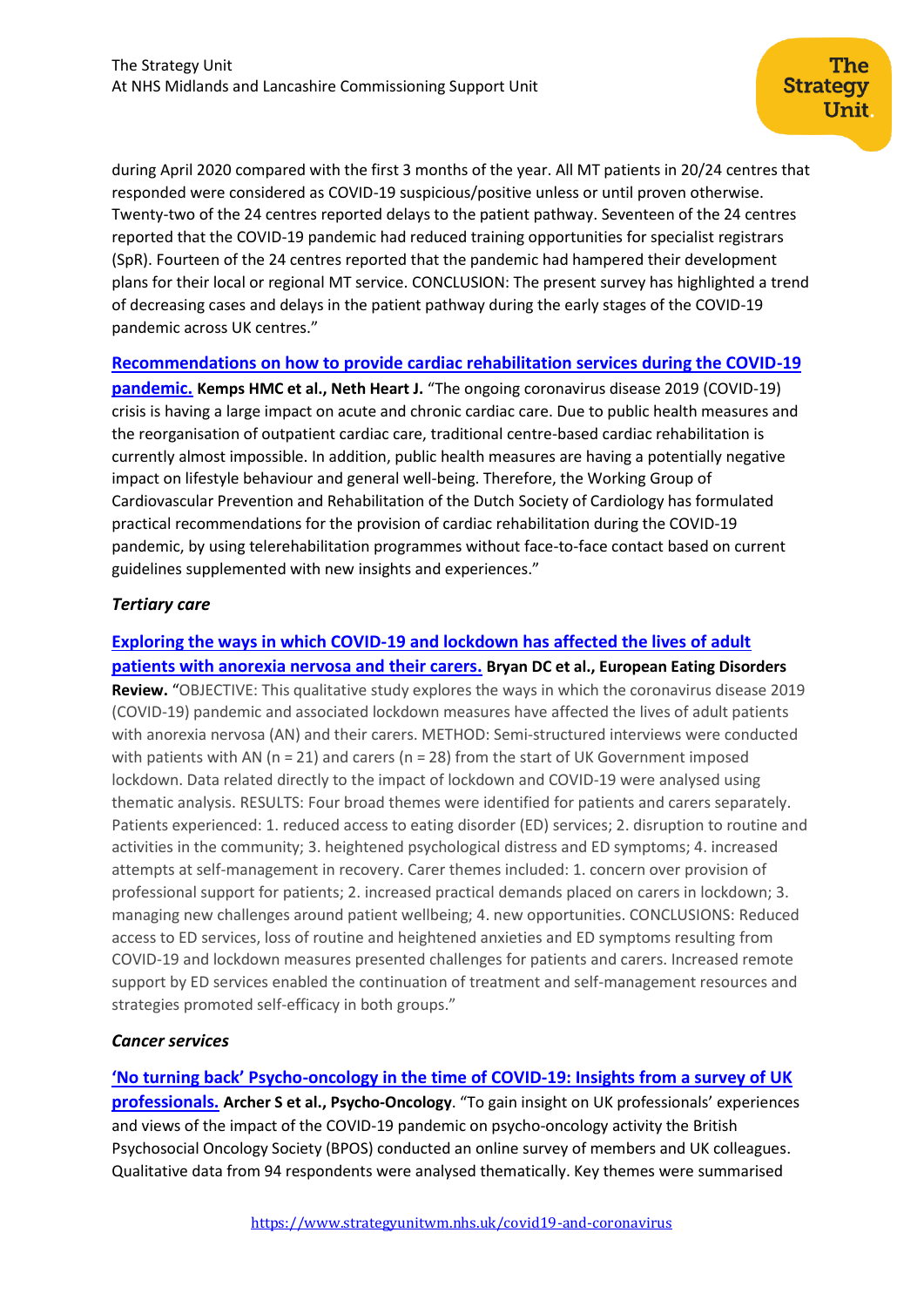during April 2020 compared with the first 3 months of the year. All MT patients in 20/24 centres that responded were considered as COVID-19 suspicious/positive unless or until proven otherwise. Twenty-two of the 24 centres reported delays to the patient pathway. Seventeen of the 24 centres reported that the COVID-19 pandemic had reduced training opportunities for specialist registrars (SpR). Fourteen of the 24 centres reported that the pandemic had hampered their development plans for their local or regional MT service. CONCLUSION: The present survey has highlighted a trend of decreasing cases and delays in the patient pathway during the early stages of the COVID-19 pandemic across UK centres."

**Recommendations on how to provide cardiac rehabilitation services during the COVID-19 pandemic.** **Kemps HMC et al., Neth Heart J.** "The ongoing coronavirus disease 2019 (COVID-19) crisis is having a large impact on acute and chronic cardiac care. Due to public health measures and the reorganisation of outpatient cardiac care, traditional centre-based cardiac rehabilitation is currently almost impossible. In addition, public health measures are having a potentially negative impact on lifestyle behaviour and general well-being. Therefore, the Working Group of Cardiovascular Prevention and Rehabilitation of the Dutch Society of Cardiology has formulated practical recommendations for the provision of cardiac rehabilitation during the COVID-19 pandemic, by using telerehabilitation programmes without face-to-face contact based on current guidelines supplemented with new insights and experiences."

### *Tertiary care*

**Exploring the ways in which COVID-19 and lockdown has affected the lives of adult patients with anorexia nervosa and their carers.** **Bryan DC et al., European Eating Disorders Review.** "OBJECTIVE: This qualitative study explores the ways in which the coronavirus disease 2019 (COVID-19) pandemic and associated lockdown measures have affected the lives of adult patients with anorexia nervosa (AN) and their carers. METHOD: Semi-structured interviews were conducted with patients with AN (n = 21) and carers (n = 28) from the start of UK Government imposed lockdown. Data related directly to the impact of lockdown and COVID-19 were analysed using thematic analysis. RESULTS: Four broad themes were identified for patients and carers separately. Patients experienced: 1. reduced access to eating disorder (ED) services; 2. disruption to routine and activities in the community; 3. heightened psychological distress and ED symptoms; 4. increased attempts at self-management in recovery. Carer themes included: 1. concern over provision of professional support for patients; 2. increased practical demands placed on carers in lockdown; 3. managing new challenges around patient wellbeing; 4. new opportunities. CONCLUSIONS: Reduced access to ED services, loss of routine and heightened anxieties and ED symptoms resulting from COVID-19 and lockdown measures presented challenges for patients and carers. Increased remote support by ED services enabled the continuation of treatment and self-management resources and strategies promoted self-efficacy in both groups."

### *Cancer services*

**'No turning back' Psycho-oncology in the time of COVID-19: Insights from a survey of UK professionals.** **Archer S et al., Psycho-Oncology**. "To gain insight on UK professionals' experiences and views of the impact of the COVID-19 pandemic on psycho-oncology activity the British Psychosocial Oncology Society (BPOS) conducted an online survey of members and UK colleagues. Qualitative data from 94 respondents were analysed thematically. Key themes were summarised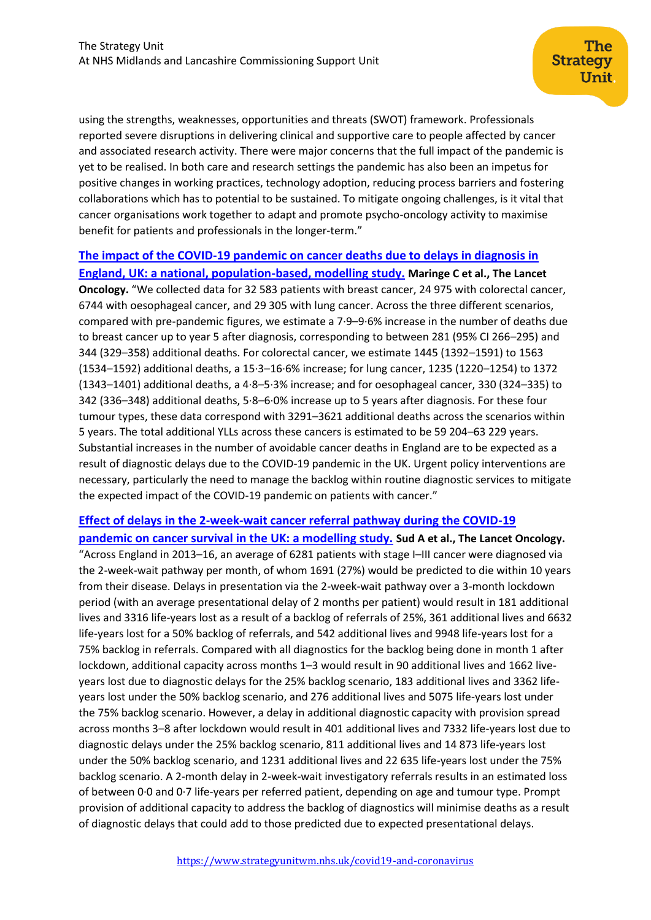using the strengths, weaknesses, opportunities and threats (SWOT) framework. Professionals reported severe disruptions in delivering clinical and supportive care to people affected by cancer and associated research activity. There were major concerns that the full impact of the pandemic is yet to be realised. In both care and research settings the pandemic has also been an impetus for positive changes in working practices, technology adoption, reducing process barriers and fostering collaborations which has to potential to be sustained. To mitigate ongoing challenges, is it vital that cancer organisations work together to adapt and promote psycho-oncology activity to maximise benefit for patients and professionals in the longer-term."

**The impact of the COVID-19 pandemic on cancer deaths due to delays in diagnosis in England, UK: a national, population-based, modelling study.** **Maringe C et al., The Lancet Oncology.** "We collected data for 32 583 patients with breast cancer, 24 975 with colorectal cancer, 6744 with oesophageal cancer, and 29 305 with lung cancer. Across the three different scenarios, compared with pre-pandemic figures, we estimate a 7·9–9·6% increase in the number of deaths due to breast cancer up to year 5 after diagnosis, corresponding to between 281 (95% CI 266–295) and 344 (329–358) additional deaths. For colorectal cancer, we estimate 1445 (1392–1591) to 1563 (1534–1592) additional deaths, a 15·3–16·6% increase; for lung cancer, 1235 (1220–1254) to 1372 (1343–1401) additional deaths, a 4·8–5·3% increase; and for oesophageal cancer, 330 (324–335) to 342 (336–348) additional deaths, 5·8–6·0% increase up to 5 years after diagnosis. For these four tumour types, these data correspond with 3291–3621 additional deaths across the scenarios within 5 years. The total additional YLLs across these cancers is estimated to be 59 204–63 229 years. Substantial increases in the number of avoidable cancer deaths in England are to be expected as a result of diagnostic delays due to the COVID-19 pandemic in the UK. Urgent policy interventions are necessary, particularly the need to manage the backlog within routine diagnostic services to mitigate the expected impact of the COVID-19 pandemic on patients with cancer."

**Effect of delays in the 2-week-wait cancer referral pathway during the COVID-19 pandemic on cancer survival in the UK: a modelling study.** **Sud A et al., The Lancet Oncology.** "Across England in 2013–16, an average of 6281 patients with stage I–III cancer were diagnosed via the 2-week-wait pathway per month, of whom 1691 (27%) would be predicted to die within 10 years from their disease. Delays in presentation via the 2-week-wait pathway over a 3-month lockdown period (with an average presentational delay of 2 months per patient) would result in 181 additional lives and 3316 life-years lost as a result of a backlog of referrals of 25%, 361 additional lives and 6632 life-years lost for a 50% backlog of referrals, and 542 additional lives and 9948 life-years lost for a 75% backlog in referrals. Compared with all diagnostics for the backlog being done in month 1 after lockdown, additional capacity across months 1–3 would result in 90 additional lives and 1662 live-years lost due to diagnostic delays for the 25% backlog scenario, 183 additional lives and 3362 life-years lost under the 50% backlog scenario, and 276 additional lives and 5075 life-years lost under the 75% backlog scenario. However, a delay in additional diagnostic capacity with provision spread across months 3–8 after lockdown would result in 401 additional lives and 7332 life-years lost due to diagnostic delays under the 25% backlog scenario, 811 additional lives and 14 873 life-years lost under the 50% backlog scenario, and 1231 additional lives and 22 635 life-years lost under the 75% backlog scenario. A 2-month delay in 2-week-wait investigatory referrals results in an estimated loss of between 0·0 and 0·7 life-years per referred patient, depending on age and tumour type. Prompt provision of additional capacity to address the backlog of diagnostics will minimise deaths as a result of diagnostic delays that could add to those predicted due to expected presentational delays.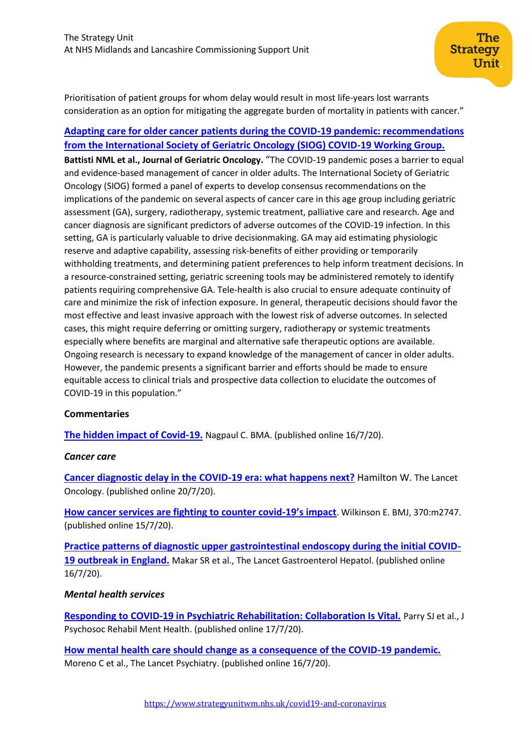Prioritisation of patient groups for whom delay would result in most life-years lost warrants consideration as an option for mitigating the aggregate burden of mortality in patients with cancer."

**Adapting care for older cancer patients during the COVID-19 pandemic: recommendations from the International Society of Geriatric Oncology (SIOG) COVID-19 Working Group.**

**Battisti NML et al., Journal of Geriatric Oncology.** "The COVID-19 pandemic poses a barrier to equal and evidence-based management of cancer in older adults. The International Society of Geriatric Oncology (SIOG) formed a panel of experts to develop consensus recommendations on the implications of the pandemic on several aspects of cancer care in this age group including geriatric assessment (GA), surgery, radiotherapy, systemic treatment, palliative care and research. Age and cancer diagnosis are significant predictors of adverse outcomes of the COVID-19 infection. In this setting, GA is particularly valuable to drive decisionmaking. GA may aid estimating physiologic reserve and adaptive capability, assessing risk-benefits of either providing or temporarily withholding treatments, and determining patient preferences to help inform treatment decisions. In a resource-constrained setting, geriatric screening tools may be administered remotely to identify patients requiring comprehensive GA. Tele-health is also crucial to ensure adequate continuity of care and minimize the risk of infection exposure. In general, therapeutic decisions should favor the most effective and least invasive approach with the lowest risk of adverse outcomes. In selected cases, this might require deferring or omitting surgery, radiotherapy or systemic treatments especially where benefits are marginal and alternative safe therapeutic options are available. Ongoing research is necessary to expand knowledge of the management of cancer in older adults. However, the pandemic presents a significant barrier and efforts should be made to ensure equitable access to clinical trials and prospective data collection to elucidate the outcomes of COVID-19 in this population."

**Commentaries**

**The hidden impact of Covid-19.** Nagpaul C. BMA. (published online 16/7/20).

***Cancer care***

**Cancer diagnostic delay in the COVID-19 era: what happens next?** Hamilton W. The Lancet Oncology. (published online 20/7/20).

**How cancer services are fighting to counter covid-19's impact**. Wilkinson E. BMJ, 370:m2747. (published online 15/7/20).

**Practice patterns of diagnostic upper gastrointestinal endoscopy during the initial COVID-19 outbreak in England.** Makar SR et al., The Lancet Gastroenterol Hepatol. (published online 16/7/20).

***Mental health services***

**Responding to COVID-19 in Psychiatric Rehabilitation: Collaboration Is Vital.** Parry SJ et al., J Psychosoc Rehabil Ment Health. (published online 17/7/20).

**How mental health care should change as a consequence of the COVID-19 pandemic.** Moreno C et al., The Lancet Psychiatry. (published online 16/7/20).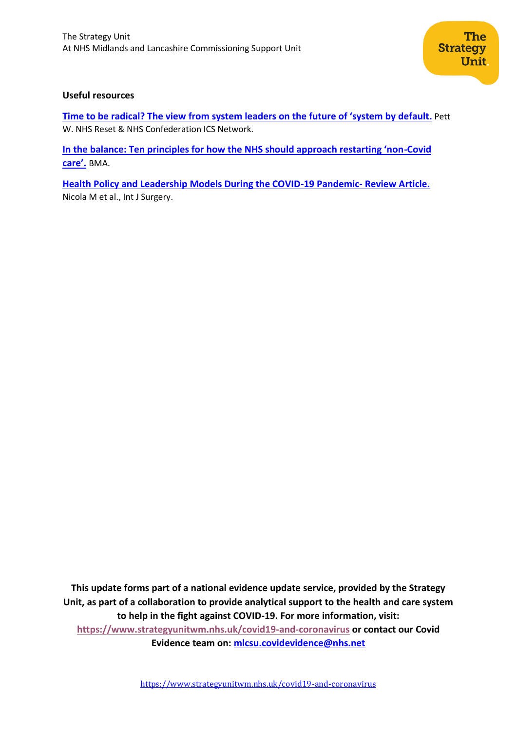**Useful resources**

**Time to be radical? The view from system leaders on the future of 'system by default.** Pett W. NHS Reset & NHS Confederation ICS Network.

**In the balance: Ten principles for how the NHS should approach restarting 'non-Covid care'.** BMA.

**Health Policy and Leadership Models During the COVID-19 Pandemic- Review Article.** Nicola M et al., Int J Surgery.

**This update forms part of a national evidence update service, provided by the Strategy Unit, as part of a collaboration to provide analytical support to the health and care system to help in the fight against COVID-19. For more information, visit: https://www.strategyunitwm.nhs.uk/covid19-and-coronavirus or contact our Covid Evidence team on: mlcsu.covidevidence@nhs.net**